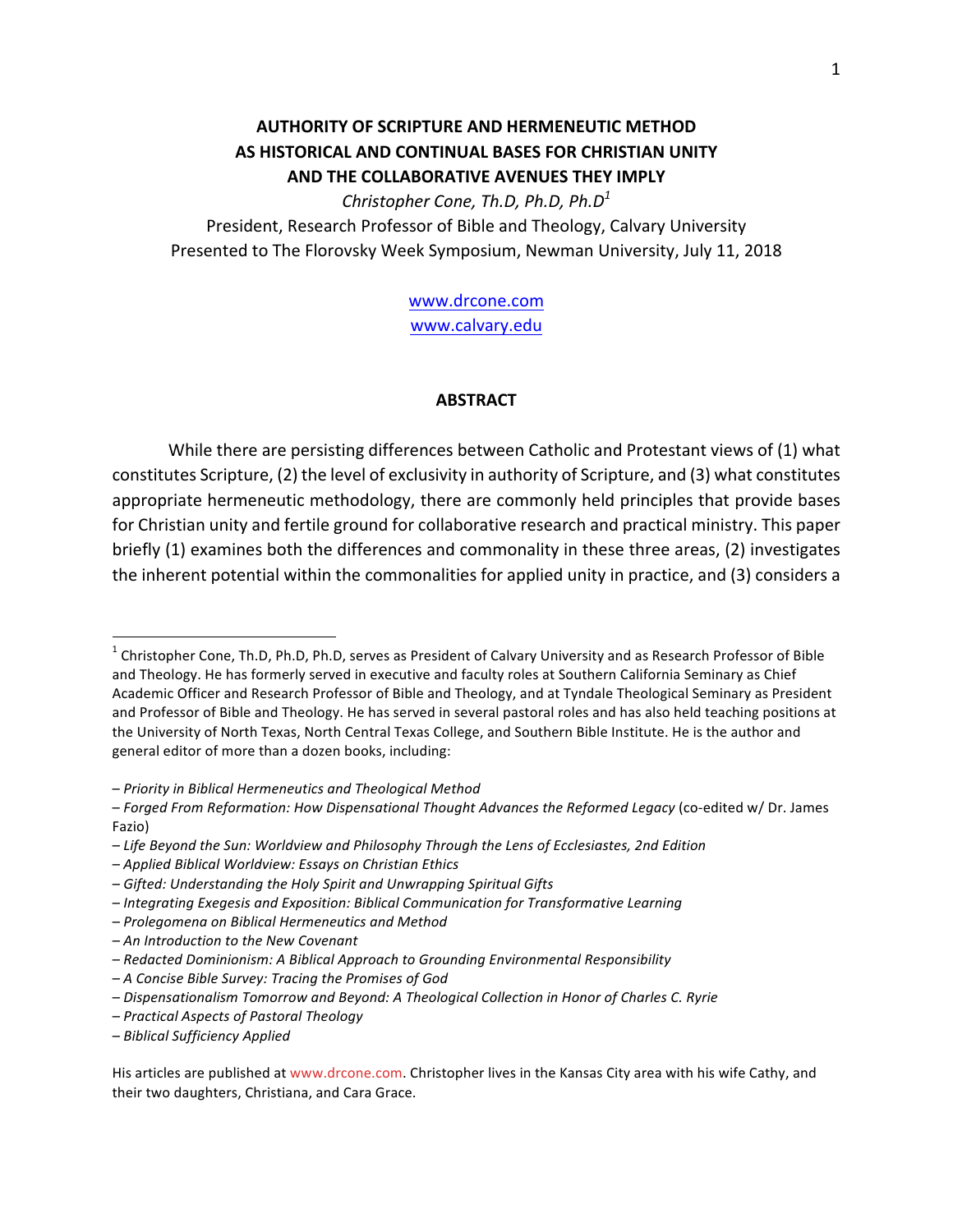# AUTHORITY OF SCRIPTURE AND HERMENEUTIC METHOD AS HISTORICAL AND CONTINUAL BASES FOR CHRISTIAN UNITY AND THE COLLABORATIVE AVENUES THEY IMPLY

*Christopher Cone, Th.D, Ph.D, Ph.D*[1]

President, Research Professor of Bible and Theology, Calvary University

Presented to The Florovsky Week Symposium, Newman University, July 11, 2018

www.drcone.com

www.calvary.edu

## ABSTRACT

While there are persisting differences between Catholic and Protestant views of (1) what constitutes Scripture, (2) the level of exclusivity in authority of Scripture, and (3) what constitutes appropriate hermeneutic methodology, there are commonly held principles that provide bases for Christian unity and fertile ground for collaborative research and practical ministry. This paper briefly (1) examines both the differences and commonality in these three areas, (2) investigates the inherent potential within the commonalities for applied unity in practice, and (3) considers a

---

[1] Christopher Cone, Th.D, Ph.D, Ph.D, serves as President of Calvary University and as Research Professor of Bible and Theology. He has formerly served in executive and faculty roles at Southern California Seminary as Chief Academic Officer and Research Professor of Bible and Theology, and at Tyndale Theological Seminary as President and Professor of Bible and Theology. He has served in several pastoral roles and has also held teaching positions at the University of North Texas, North Central Texas College, and Southern Bible Institute. He is the author and general editor of more than a dozen books, including:

– *Priority in Biblical Hermeneutics and Theological Method*
– *Forged From Reformation: How Dispensational Thought Advances the Reformed Legacy* (co-edited w/ Dr. James Fazio)
– *Life Beyond the Sun: Worldview and Philosophy Through the Lens of Ecclesiastes, 2nd Edition*
– *Applied Biblical Worldview: Essays on Christian Ethics*
– *Gifted: Understanding the Holy Spirit and Unwrapping Spiritual Gifts*
– *Integrating Exegesis and Exposition: Biblical Communication for Transformative Learning*
– *Prolegomena on Biblical Hermeneutics and Method*
– *An Introduction to the New Covenant*
– *Redacted Dominionism: A Biblical Approach to Grounding Environmental Responsibility*
– *A Concise Bible Survey: Tracing the Promises of God*
– *Dispensationalism Tomorrow and Beyond: A Theological Collection in Honor of Charles C. Ryrie*
– *Practical Aspects of Pastoral Theology*
– *Biblical Sufficiency Applied*

His articles are published at www.drcone.com. Christopher lives in the Kansas City area with his wife Cathy, and their two daughters, Christiana, and Cara Grace.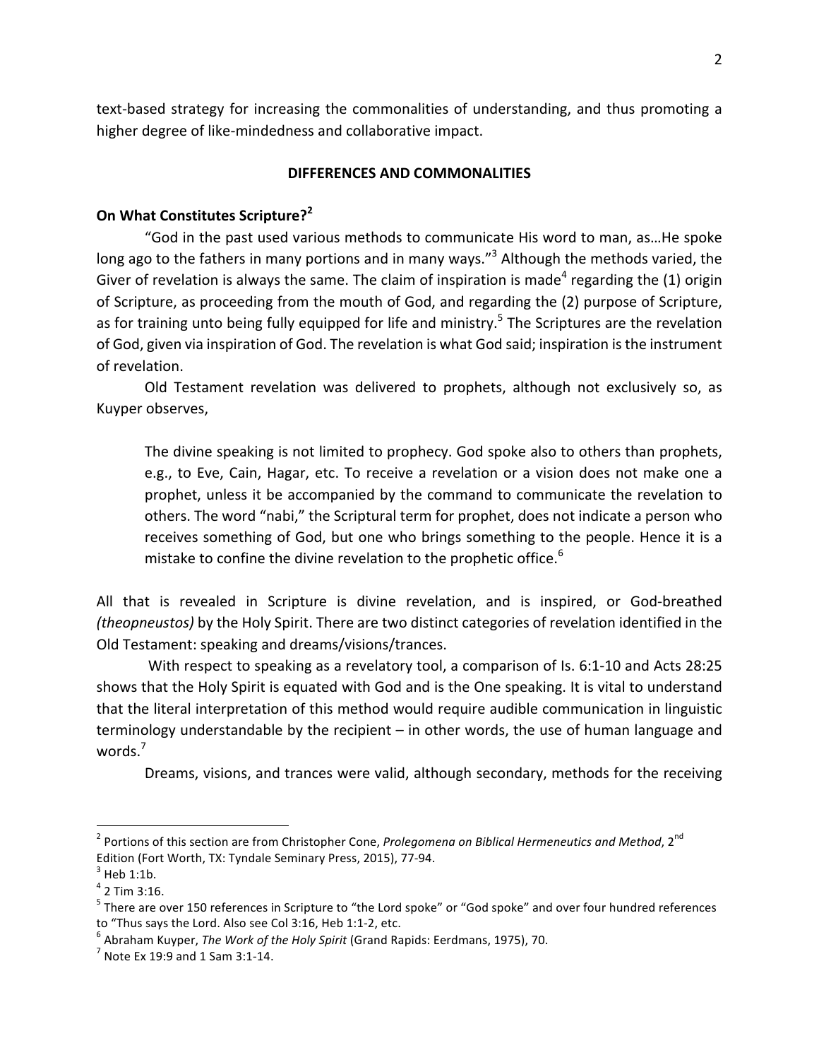text-based strategy for increasing the commonalities of understanding, and thus promoting a higher degree of like-mindedness and collaborative impact.

## DIFFERENCES AND COMMONALITIES

### On What Constitutes Scripture?[2]

"God in the past used various methods to communicate His word to man, as…He spoke long ago to the fathers in many portions and in many ways."[3] Although the methods varied, the Giver of revelation is always the same. The claim of inspiration is made[4] regarding the (1) origin of Scripture, as proceeding from the mouth of God, and regarding the (2) purpose of Scripture, as for training unto being fully equipped for life and ministry.[5] The Scriptures are the revelation of God, given via inspiration of God. The revelation is what God said; inspiration is the instrument of revelation.

Old Testament revelation was delivered to prophets, although not exclusively so, as Kuyper observes,

> The divine speaking is not limited to prophecy. God spoke also to others than prophets, e.g., to Eve, Cain, Hagar, etc. To receive a revelation or a vision does not make one a prophet, unless it be accompanied by the command to communicate the revelation to others. The word "nabi," the Scriptural term for prophet, does not indicate a person who receives something of God, but one who brings something to the people. Hence it is a mistake to confine the divine revelation to the prophetic office.[6]

All that is revealed in Scripture is divine revelation, and is inspired, or God-breathed *(theopneustos)* by the Holy Spirit. There are two distinct categories of revelation identified in the Old Testament: speaking and dreams/visions/trances.

With respect to speaking as a revelatory tool, a comparison of Is. 6:1-10 and Acts 28:25 shows that the Holy Spirit is equated with God and is the One speaking. It is vital to understand that the literal interpretation of this method would require audible communication in linguistic terminology understandable by the recipient – in other words, the use of human language and words.[7]

Dreams, visions, and trances were valid, although secondary, methods for the receiving

---

[2] Portions of this section are from Christopher Cone, *Prolegomena on Biblical Hermeneutics and Method*, 2nd Edition (Fort Worth, TX: Tyndale Seminary Press, 2015), 77-94.

[3] Heb 1:1b.

[4] 2 Tim 3:16.

[5] There are over 150 references in Scripture to "the Lord spoke" or "God spoke" and over four hundred references to "Thus says the Lord. Also see Col 3:16, Heb 1:1-2, etc.

[6] Abraham Kuyper, *The Work of the Holy Spirit* (Grand Rapids: Eerdmans, 1975), 70.

[7] Note Ex 19:9 and 1 Sam 3:1-14.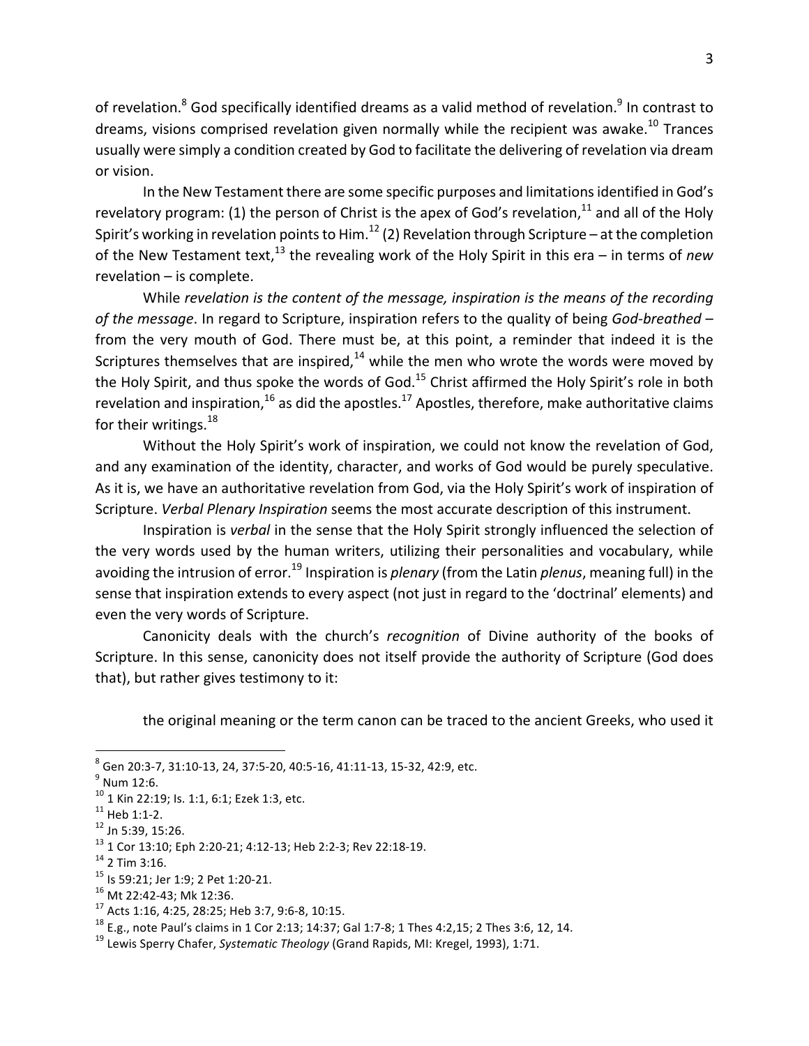of revelation.[8] God specifically identified dreams as a valid method of revelation.[9] In contrast to dreams, visions comprised revelation given normally while the recipient was awake.[10] Trances usually were simply a condition created by God to facilitate the delivering of revelation via dream or vision.

In the New Testament there are some specific purposes and limitations identified in God's revelatory program: (1) the person of Christ is the apex of God's revelation,[11] and all of the Holy Spirit's working in revelation points to Him.[12] (2) Revelation through Scripture – at the completion of the New Testament text,[13] the revealing work of the Holy Spirit in this era – in terms of *new* revelation – is complete.

While *revelation is the content of the message, inspiration is the means of the recording of the message*. In regard to Scripture, inspiration refers to the quality of being *God-breathed* – from the very mouth of God. There must be, at this point, a reminder that indeed it is the Scriptures themselves that are inspired,[14] while the men who wrote the words were moved by the Holy Spirit, and thus spoke the words of God.[15] Christ affirmed the Holy Spirit's role in both revelation and inspiration,[16] as did the apostles.[17] Apostles, therefore, make authoritative claims for their writings.[18]

Without the Holy Spirit's work of inspiration, we could not know the revelation of God, and any examination of the identity, character, and works of God would be purely speculative. As it is, we have an authoritative revelation from God, via the Holy Spirit's work of inspiration of Scripture. *Verbal Plenary Inspiration* seems the most accurate description of this instrument.

Inspiration is *verbal* in the sense that the Holy Spirit strongly influenced the selection of the very words used by the human writers, utilizing their personalities and vocabulary, while avoiding the intrusion of error.[19] Inspiration is *plenary* (from the Latin *plenus*, meaning full) in the sense that inspiration extends to every aspect (not just in regard to the 'doctrinal' elements) and even the very words of Scripture.

Canonicity deals with the church's *recognition* of Divine authority of the books of Scripture. In this sense, canonicity does not itself provide the authority of Scripture (God does that), but rather gives testimony to it:

> the original meaning or the term canon can be traced to the ancient Greeks, who used it

---

[8] Gen 20:3-7, 31:10-13, 24, 37:5-20, 40:5-16, 41:11-13, 15-32, 42:9, etc.

[9] Num 12:6.

[10] 1 Kin 22:19; Is. 1:1, 6:1; Ezek 1:3, etc.

[11] Heb 1:1-2.

[12] Jn 5:39, 15:26.

[13] 1 Cor 13:10; Eph 2:20-21; 4:12-13; Heb 2:2-3; Rev 22:18-19.

[14] 2 Tim 3:16.

[15] Is 59:21; Jer 1:9; 2 Pet 1:20-21.

[16] Mt 22:42-43; Mk 12:36.

[17] Acts 1:16, 4:25, 28:25; Heb 3:7, 9:6-8, 10:15.

[18] E.g., note Paul's claims in 1 Cor 2:13; 14:37; Gal 1:7-8; 1 Thes 4:2,15; 2 Thes 3:6, 12, 14.

[19] Lewis Sperry Chafer, *Systematic Theology* (Grand Rapids, MI: Kregel, 1993), 1:71.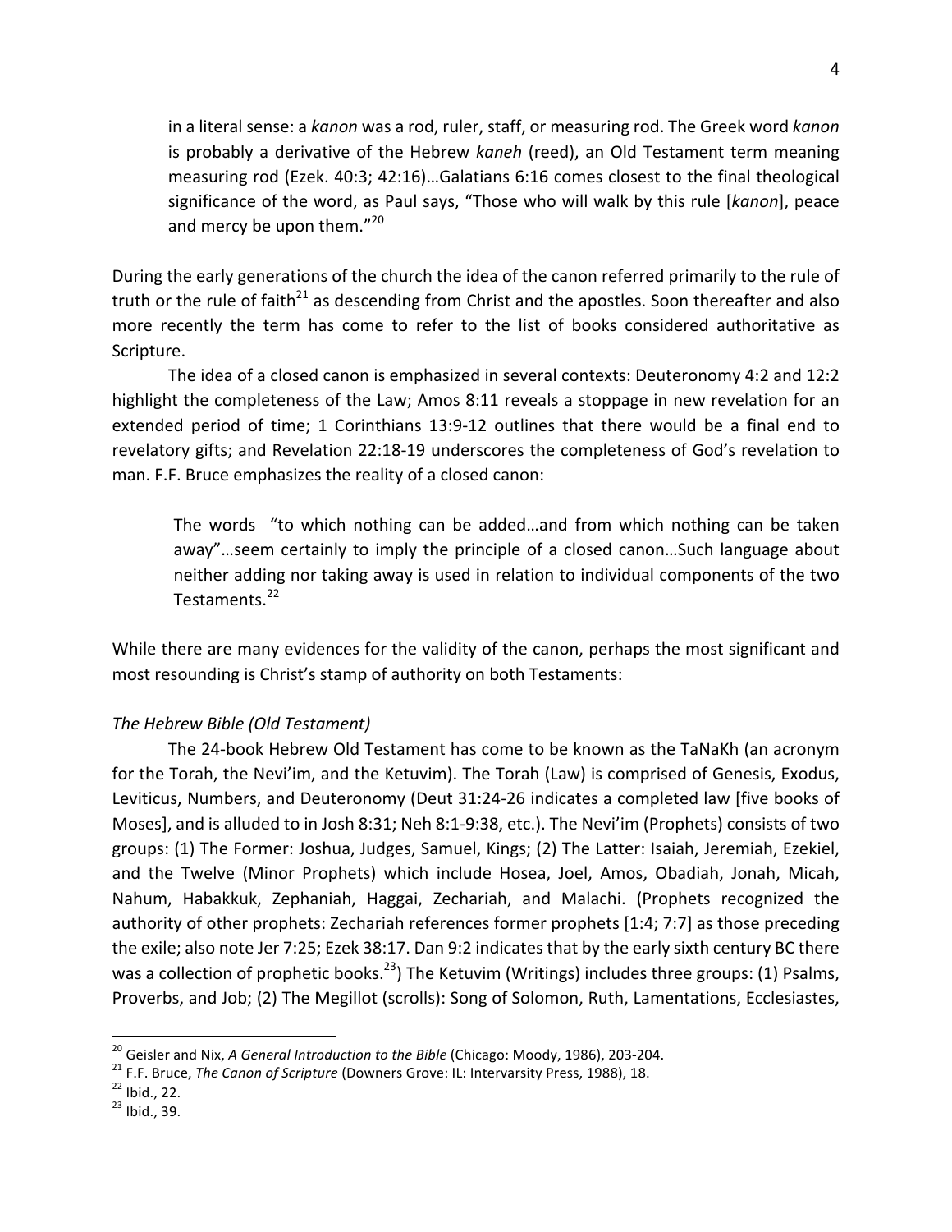> in a literal sense: a *kanon* was a rod, ruler, staff, or measuring rod. The Greek word *kanon* is probably a derivative of the Hebrew *kaneh* (reed), an Old Testament term meaning measuring rod (Ezek. 40:3; 42:16)…Galatians 6:16 comes closest to the final theological significance of the word, as Paul says, "Those who will walk by this rule [*kanon*], peace and mercy be upon them."[20]

During the early generations of the church the idea of the canon referred primarily to the rule of truth or the rule of faith[21] as descending from Christ and the apostles. Soon thereafter and also more recently the term has come to refer to the list of books considered authoritative as Scripture.

The idea of a closed canon is emphasized in several contexts: Deuteronomy 4:2 and 12:2 highlight the completeness of the Law; Amos 8:11 reveals a stoppage in new revelation for an extended period of time; 1 Corinthians 13:9-12 outlines that there would be a final end to revelatory gifts; and Revelation 22:18-19 underscores the completeness of God's revelation to man. F.F. Bruce emphasizes the reality of a closed canon:

> The words "to which nothing can be added…and from which nothing can be taken away"…seem certainly to imply the principle of a closed canon…Such language about neither adding nor taking away is used in relation to individual components of the two Testaments.[22]

While there are many evidences for the validity of the canon, perhaps the most significant and most resounding is Christ's stamp of authority on both Testaments:

*The Hebrew Bible (Old Testament)*

The 24-book Hebrew Old Testament has come to be known as the TaNaKh (an acronym for the Torah, the Nevi'im, and the Ketuvim). The Torah (Law) is comprised of Genesis, Exodus, Leviticus, Numbers, and Deuteronomy (Deut 31:24-26 indicates a completed law [five books of Moses], and is alluded to in Josh 8:31; Neh 8:1-9:38, etc.). The Nevi'im (Prophets) consists of two groups: (1) The Former: Joshua, Judges, Samuel, Kings; (2) The Latter: Isaiah, Jeremiah, Ezekiel, and the Twelve (Minor Prophets) which include Hosea, Joel, Amos, Obadiah, Jonah, Micah, Nahum, Habakkuk, Zephaniah, Haggai, Zechariah, and Malachi. (Prophets recognized the authority of other prophets: Zechariah references former prophets [1:4; 7:7] as those preceding the exile; also note Jer 7:25; Ezek 38:17. Dan 9:2 indicates that by the early sixth century BC there was a collection of prophetic books.[23]) The Ketuvim (Writings) includes three groups: (1) Psalms, Proverbs, and Job; (2) The Megillot (scrolls): Song of Solomon, Ruth, Lamentations, Ecclesiastes,

---

[20] Geisler and Nix, *A General Introduction to the Bible* (Chicago: Moody, 1986), 203-204.

[21] F.F. Bruce, *The Canon of Scripture* (Downers Grove: IL: Intervarsity Press, 1988), 18.

[22] Ibid., 22.

[23] Ibid., 39.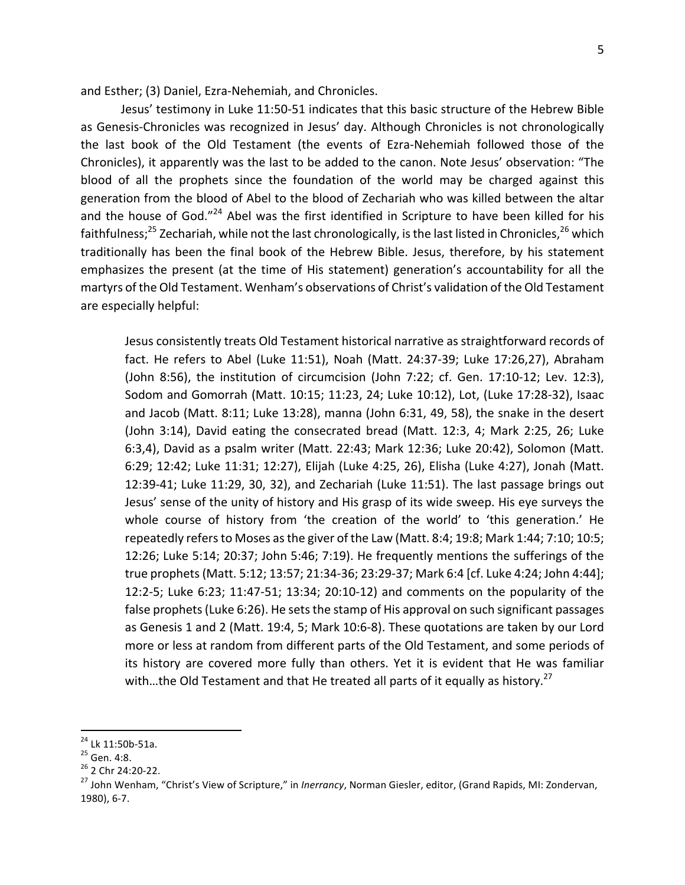and Esther; (3) Daniel, Ezra-Nehemiah, and Chronicles.

Jesus' testimony in Luke 11:50-51 indicates that this basic structure of the Hebrew Bible as Genesis-Chronicles was recognized in Jesus' day. Although Chronicles is not chronologically the last book of the Old Testament (the events of Ezra-Nehemiah followed those of the Chronicles), it apparently was the last to be added to the canon. Note Jesus' observation: "The blood of all the prophets since the foundation of the world may be charged against this generation from the blood of Abel to the blood of Zechariah who was killed between the altar and the house of God."[24] Abel was the first identified in Scripture to have been killed for his faithfulness;[25] Zechariah, while not the last chronologically, is the last listed in Chronicles,[26] which traditionally has been the final book of the Hebrew Bible. Jesus, therefore, by his statement emphasizes the present (at the time of His statement) generation's accountability for all the martyrs of the Old Testament. Wenham's observations of Christ's validation of the Old Testament are especially helpful:

> Jesus consistently treats Old Testament historical narrative as straightforward records of fact. He refers to Abel (Luke 11:51), Noah (Matt. 24:37-39; Luke 17:26,27), Abraham (John 8:56), the institution of circumcision (John 7:22; cf. Gen. 17:10-12; Lev. 12:3), Sodom and Gomorrah (Matt. 10:15; 11:23, 24; Luke 10:12), Lot, (Luke 17:28-32), Isaac and Jacob (Matt. 8:11; Luke 13:28), manna (John 6:31, 49, 58), the snake in the desert (John 3:14), David eating the consecrated bread (Matt. 12:3, 4; Mark 2:25, 26; Luke 6:3,4), David as a psalm writer (Matt. 22:43; Mark 12:36; Luke 20:42), Solomon (Matt. 6:29; 12:42; Luke 11:31; 12:27), Elijah (Luke 4:25, 26), Elisha (Luke 4:27), Jonah (Matt. 12:39-41; Luke 11:29, 30, 32), and Zechariah (Luke 11:51). The last passage brings out Jesus' sense of the unity of history and His grasp of its wide sweep. His eye surveys the whole course of history from 'the creation of the world' to 'this generation.' He repeatedly refers to Moses as the giver of the Law (Matt. 8:4; 19:8; Mark 1:44; 7:10; 10:5; 12:26; Luke 5:14; 20:37; John 5:46; 7:19). He frequently mentions the sufferings of the true prophets (Matt. 5:12; 13:57; 21:34-36; 23:29-37; Mark 6:4 [cf. Luke 4:24; John 4:44]; 12:2-5; Luke 6:23; 11:47-51; 13:34; 20:10-12) and comments on the popularity of the false prophets (Luke 6:26). He sets the stamp of His approval on such significant passages as Genesis 1 and 2 (Matt. 19:4, 5; Mark 10:6-8). These quotations are taken by our Lord more or less at random from different parts of the Old Testament, and some periods of its history are covered more fully than others. Yet it is evident that He was familiar with…the Old Testament and that He treated all parts of it equally as history.[27]

---

[24] Lk 11:50b-51a.

[25] Gen. 4:8.

[26] 2 Chr 24:20-22.

[27] John Wenham, "Christ's View of Scripture," in *Inerrancy*, Norman Giesler, editor, (Grand Rapids, MI: Zondervan, 1980), 6-7.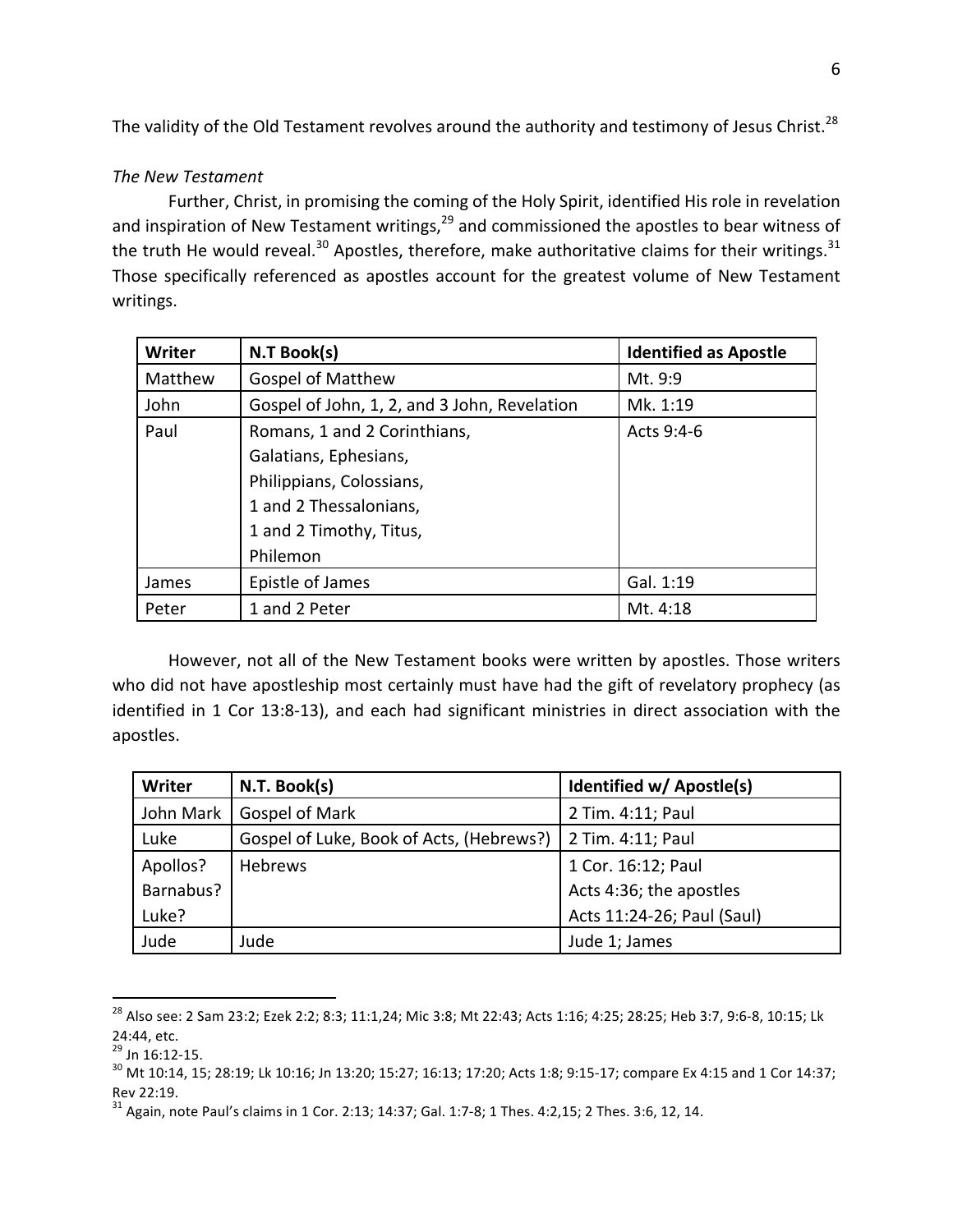The validity of the Old Testament revolves around the authority and testimony of Jesus Christ.[28]

*The New Testament*

Further, Christ, in promising the coming of the Holy Spirit, identified His role in revelation and inspiration of New Testament writings,[29] and commissioned the apostles to bear witness of the truth He would reveal.[30] Apostles, therefore, make authoritative claims for their writings.[31] Those specifically referenced as apostles account for the greatest volume of New Testament writings.

| Writer | N.T Book(s) | Identified as Apostle |
|---|---|---|
| Matthew | Gospel of Matthew | Mt. 9:9 |
| John | Gospel of John, 1, 2, and 3 John, Revelation | Mk. 1:19 |
| Paul | Romans, 1 and 2 Corinthians, Galatians, Ephesians, Philippians, Colossians, 1 and 2 Thessalonians, 1 and 2 Timothy, Titus, Philemon | Acts 9:4-6 |
| James | Epistle of James | Gal. 1:19 |
| Peter | 1 and 2 Peter | Mt. 4:18 |

However, not all of the New Testament books were written by apostles. Those writers who did not have apostleship most certainly must have had the gift of revelatory prophecy (as identified in 1 Cor 13:8-13), and each had significant ministries in direct association with the apostles.

| Writer | N.T. Book(s) | Identified w/ Apostle(s) |
|---|---|---|
| John Mark | Gospel of Mark | 2 Tim. 4:11; Paul |
| Luke | Gospel of Luke, Book of Acts, (Hebrews?) | 2 Tim. 4:11; Paul |
| Apollos?<br>Barnabus?<br>Luke? | Hebrews | 1 Cor. 16:12; Paul<br>Acts 4:36; the apostles<br>Acts 11:24-26; Paul (Saul) |
| Jude | Jude | Jude 1; James |

---

[28] Also see: 2 Sam 23:2; Ezek 2:2; 8:3; 11:1,24; Mic 3:8; Mt 22:43; Acts 1:16; 4:25; 28:25; Heb 3:7, 9:6-8, 10:15; Lk 24:44, etc.

[29] Jn 16:12-15.

[30] Mt 10:14, 15; 28:19; Lk 10:16; Jn 13:20; 15:27; 16:13; 17:20; Acts 1:8; 9:15-17; compare Ex 4:15 and 1 Cor 14:37; Rev 22:19.

[31] Again, note Paul's claims in 1 Cor. 2:13; 14:37; Gal. 1:7-8; 1 Thes. 4:2,15; 2 Thes. 3:6, 12, 14.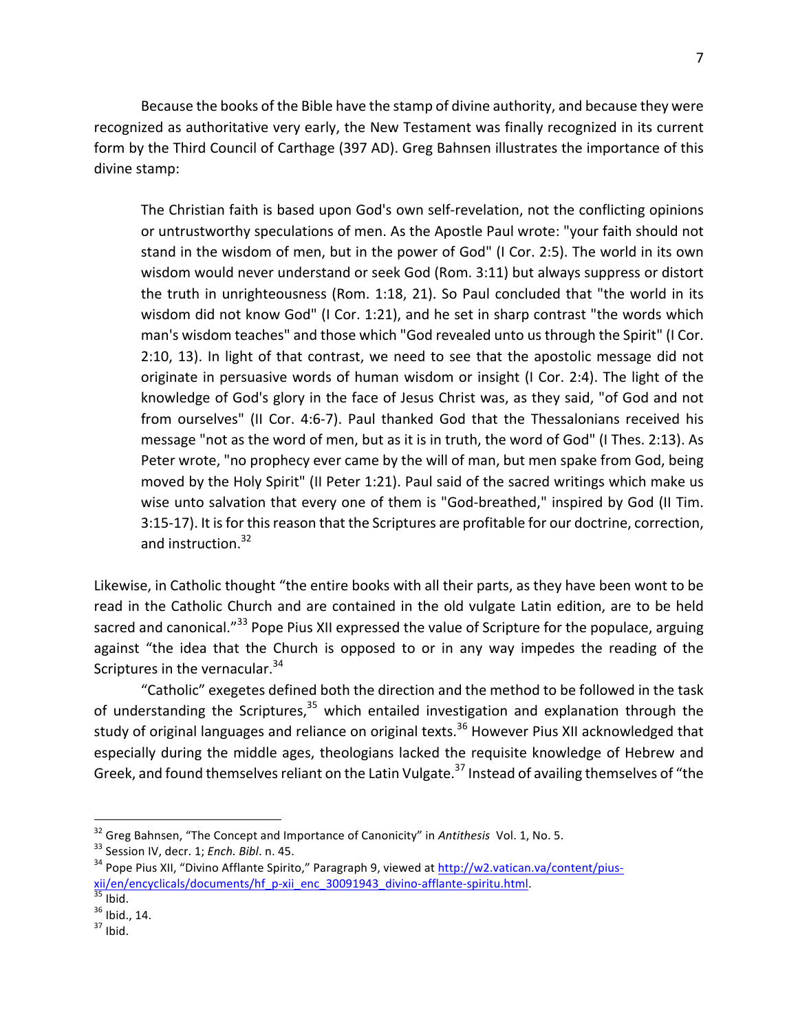Because the books of the Bible have the stamp of divine authority, and because they were recognized as authoritative very early, the New Testament was finally recognized in its current form by the Third Council of Carthage (397 AD). Greg Bahnsen illustrates the importance of this divine stamp:

> The Christian faith is based upon God's own self-revelation, not the conflicting opinions or untrustworthy speculations of men. As the Apostle Paul wrote: "your faith should not stand in the wisdom of men, but in the power of God" (I Cor. 2:5). The world in its own wisdom would never understand or seek God (Rom. 3:11) but always suppress or distort the truth in unrighteousness (Rom. 1:18, 21). So Paul concluded that "the world in its wisdom did not know God" (I Cor. 1:21), and he set in sharp contrast "the words which man's wisdom teaches" and those which "God revealed unto us through the Spirit" (I Cor. 2:10, 13). In light of that contrast, we need to see that the apostolic message did not originate in persuasive words of human wisdom or insight (I Cor. 2:4). The light of the knowledge of God's glory in the face of Jesus Christ was, as they said, "of God and not from ourselves" (II Cor. 4:6-7). Paul thanked God that the Thessalonians received his message "not as the word of men, but as it is in truth, the word of God" (I Thes. 2:13). As Peter wrote, "no prophecy ever came by the will of man, but men spake from God, being moved by the Holy Spirit" (II Peter 1:21). Paul said of the sacred writings which make us wise unto salvation that every one of them is "God-breathed," inspired by God (II Tim. 3:15-17). It is for this reason that the Scriptures are profitable for our doctrine, correction, and instruction.[32]

Likewise, in Catholic thought "the entire books with all their parts, as they have been wont to be read in the Catholic Church and are contained in the old vulgate Latin edition, are to be held sacred and canonical."[33] Pope Pius XII expressed the value of Scripture for the populace, arguing against "the idea that the Church is opposed to or in any way impedes the reading of the Scriptures in the vernacular.[34]

"Catholic" exegetes defined both the direction and the method to be followed in the task of understanding the Scriptures,[35] which entailed investigation and explanation through the study of original languages and reliance on original texts.[36] However Pius XII acknowledged that especially during the middle ages, theologians lacked the requisite knowledge of Hebrew and Greek, and found themselves reliant on the Latin Vulgate.[37] Instead of availing themselves of "the

---

[32] Greg Bahnsen, "The Concept and Importance of Canonicity" in *Antithesis* Vol. 1, No. 5.

[33] Session IV, decr. 1; *Ench. Bibl*. n. 45.

[34] Pope Pius XII, "Divino Afflante Spirito," Paragraph 9, viewed at http://w2.vatican.va/content/pius-xii/en/encyclicals/documents/hf_p-xii_enc_30091943_divino-afflante-spiritu.html.

[35] Ibid.

[36] Ibid., 14.

[37] Ibid.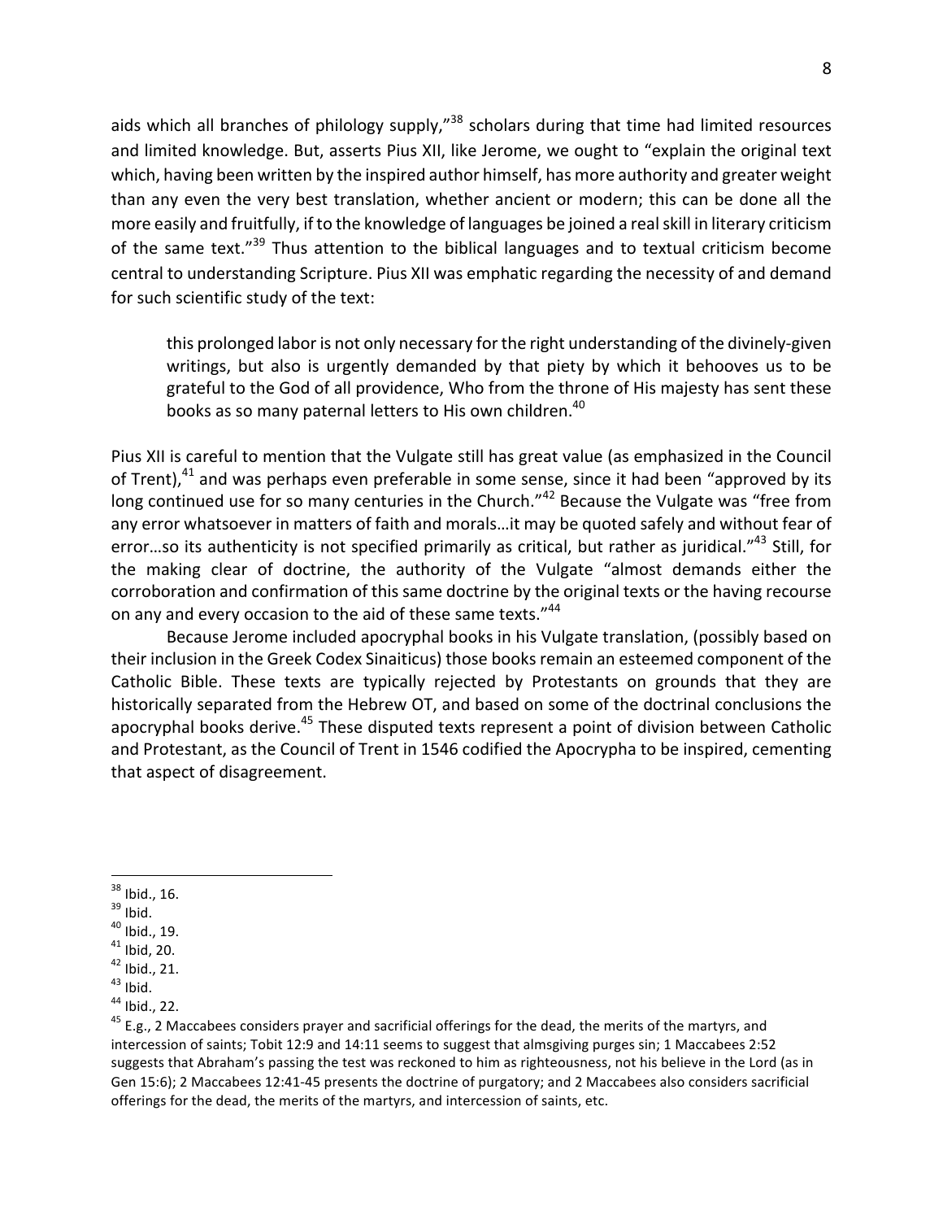aids which all branches of philology supply,"[38] scholars during that time had limited resources and limited knowledge. But, asserts Pius XII, like Jerome, we ought to "explain the original text which, having been written by the inspired author himself, has more authority and greater weight than any even the very best translation, whether ancient or modern; this can be done all the more easily and fruitfully, if to the knowledge of languages be joined a real skill in literary criticism of the same text."[39] Thus attention to the biblical languages and to textual criticism become central to understanding Scripture. Pius XII was emphatic regarding the necessity of and demand for such scientific study of the text:

> this prolonged labor is not only necessary for the right understanding of the divinely-given writings, but also is urgently demanded by that piety by which it behooves us to be grateful to the God of all providence, Who from the throne of His majesty has sent these books as so many paternal letters to His own children.[40]

Pius XII is careful to mention that the Vulgate still has great value (as emphasized in the Council of Trent),[41] and was perhaps even preferable in some sense, since it had been "approved by its long continued use for so many centuries in the Church."[42] Because the Vulgate was "free from any error whatsoever in matters of faith and morals…it may be quoted safely and without fear of error…so its authenticity is not specified primarily as critical, but rather as juridical."[43] Still, for the making clear of doctrine, the authority of the Vulgate "almost demands either the corroboration and confirmation of this same doctrine by the original texts or the having recourse on any and every occasion to the aid of these same texts."[44]

Because Jerome included apocryphal books in his Vulgate translation, (possibly based on their inclusion in the Greek Codex Sinaiticus) those books remain an esteemed component of the Catholic Bible. These texts are typically rejected by Protestants on grounds that they are historically separated from the Hebrew OT, and based on some of the doctrinal conclusions the apocryphal books derive.[45] These disputed texts represent a point of division between Catholic and Protestant, as the Council of Trent in 1546 codified the Apocrypha to be inspired, cementing that aspect of disagreement.

---

[38] Ibid., 16.

[39] Ibid.

[40] Ibid., 19.

[41] Ibid, 20.

[42] Ibid., 21.

[43] Ibid.

[44] Ibid., 22.

[45] E.g., 2 Maccabees considers prayer and sacrificial offerings for the dead, the merits of the martyrs, and intercession of saints; Tobit 12:9 and 14:11 seems to suggest that almsgiving purges sin; 1 Maccabees 2:52 suggests that Abraham's passing the test was reckoned to him as righteousness, not his believe in the Lord (as in Gen 15:6); 2 Maccabees 12:41-45 presents the doctrine of purgatory; and 2 Maccabees also considers sacrificial offerings for the dead, the merits of the martyrs, and intercession of saints, etc.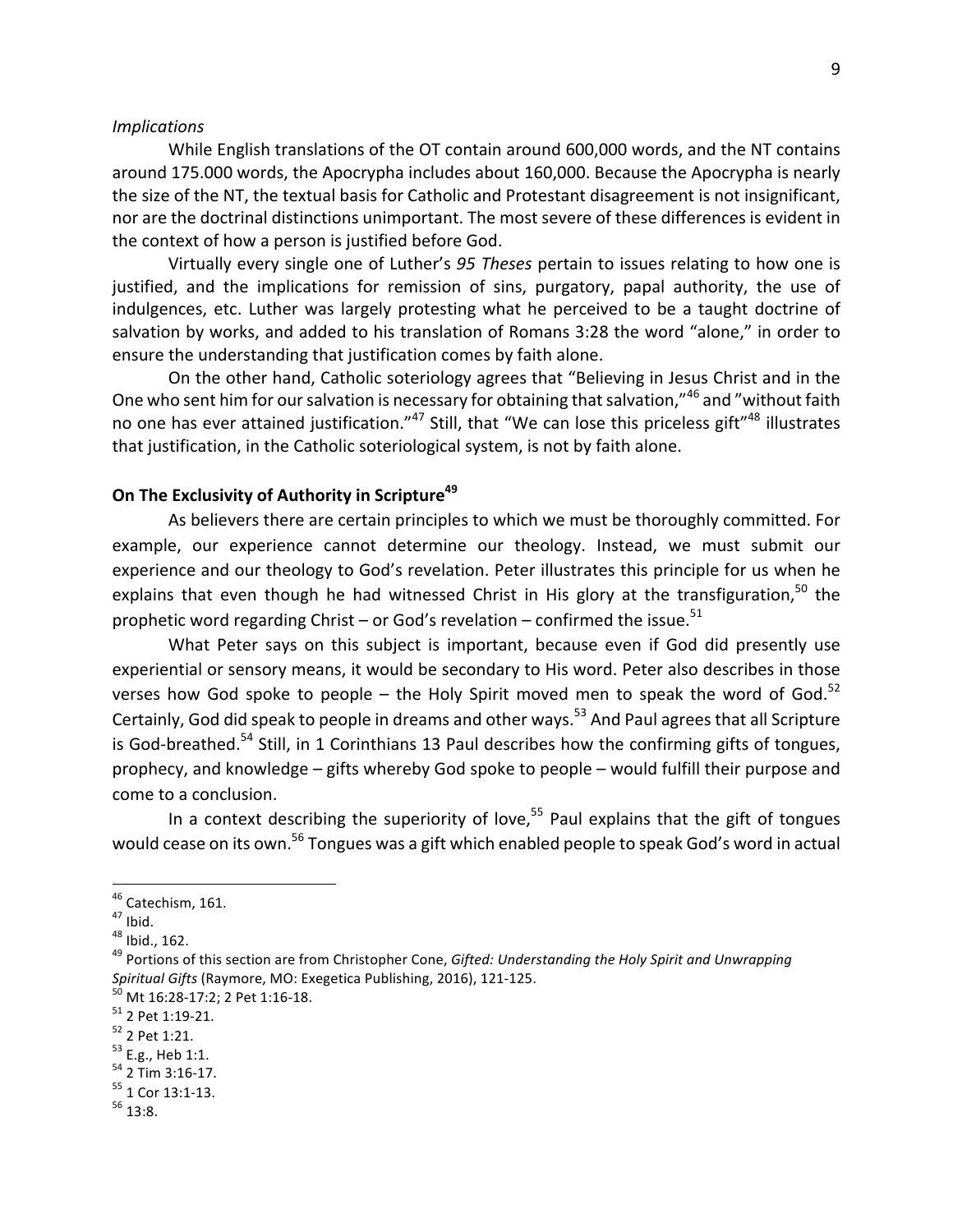*Implications*

While English translations of the OT contain around 600,000 words, and the NT contains around 175.000 words, the Apocrypha includes about 160,000. Because the Apocrypha is nearly the size of the NT, the textual basis for Catholic and Protestant disagreement is not insignificant, nor are the doctrinal distinctions unimportant. The most severe of these differences is evident in the context of how a person is justified before God.

Virtually every single one of Luther's *95 Theses* pertain to issues relating to how one is justified, and the implications for remission of sins, purgatory, papal authority, the use of indulgences, etc. Luther was largely protesting what he perceived to be a taught doctrine of salvation by works, and added to his translation of Romans 3:28 the word "alone," in order to ensure the understanding that justification comes by faith alone.

On the other hand, Catholic soteriology agrees that "Believing in Jesus Christ and in the One who sent him for our salvation is necessary for obtaining that salvation,"[46] and "without faith no one has ever attained justification."[47] Still, that "We can lose this priceless gift"[48] illustrates that justification, in the Catholic soteriological system, is not by faith alone.

## On The Exclusivity of Authority in Scripture[49]

As believers there are certain principles to which we must be thoroughly committed. For example, our experience cannot determine our theology. Instead, we must submit our experience and our theology to God's revelation. Peter illustrates this principle for us when he explains that even though he had witnessed Christ in His glory at the transfiguration,[50] the prophetic word regarding Christ – or God's revelation – confirmed the issue.[51]

What Peter says on this subject is important, because even if God did presently use experiential or sensory means, it would be secondary to His word. Peter also describes in those verses how God spoke to people – the Holy Spirit moved men to speak the word of God.[52] Certainly, God did speak to people in dreams and other ways.[53] And Paul agrees that all Scripture is God-breathed.[54] Still, in 1 Corinthians 13 Paul describes how the confirming gifts of tongues, prophecy, and knowledge – gifts whereby God spoke to people – would fulfill their purpose and come to a conclusion.

In a context describing the superiority of love,[55] Paul explains that the gift of tongues would cease on its own.[56] Tongues was a gift which enabled people to speak God's word in actual

---

[46] Catechism, 161.

[47] Ibid.

[48] Ibid., 162.

[49] Portions of this section are from Christopher Cone, *Gifted: Understanding the Holy Spirit and Unwrapping Spiritual Gifts* (Raymore, MO: Exegetica Publishing, 2016), 121-125.

[50] Mt 16:28-17:2; 2 Pet 1:16-18.

[51] 2 Pet 1:19-21.

[52] 2 Pet 1:21.

[53] E.g., Heb 1:1.

[54] 2 Tim 3:16-17.

[55] 1 Cor 13:1-13.

[56] 13:8.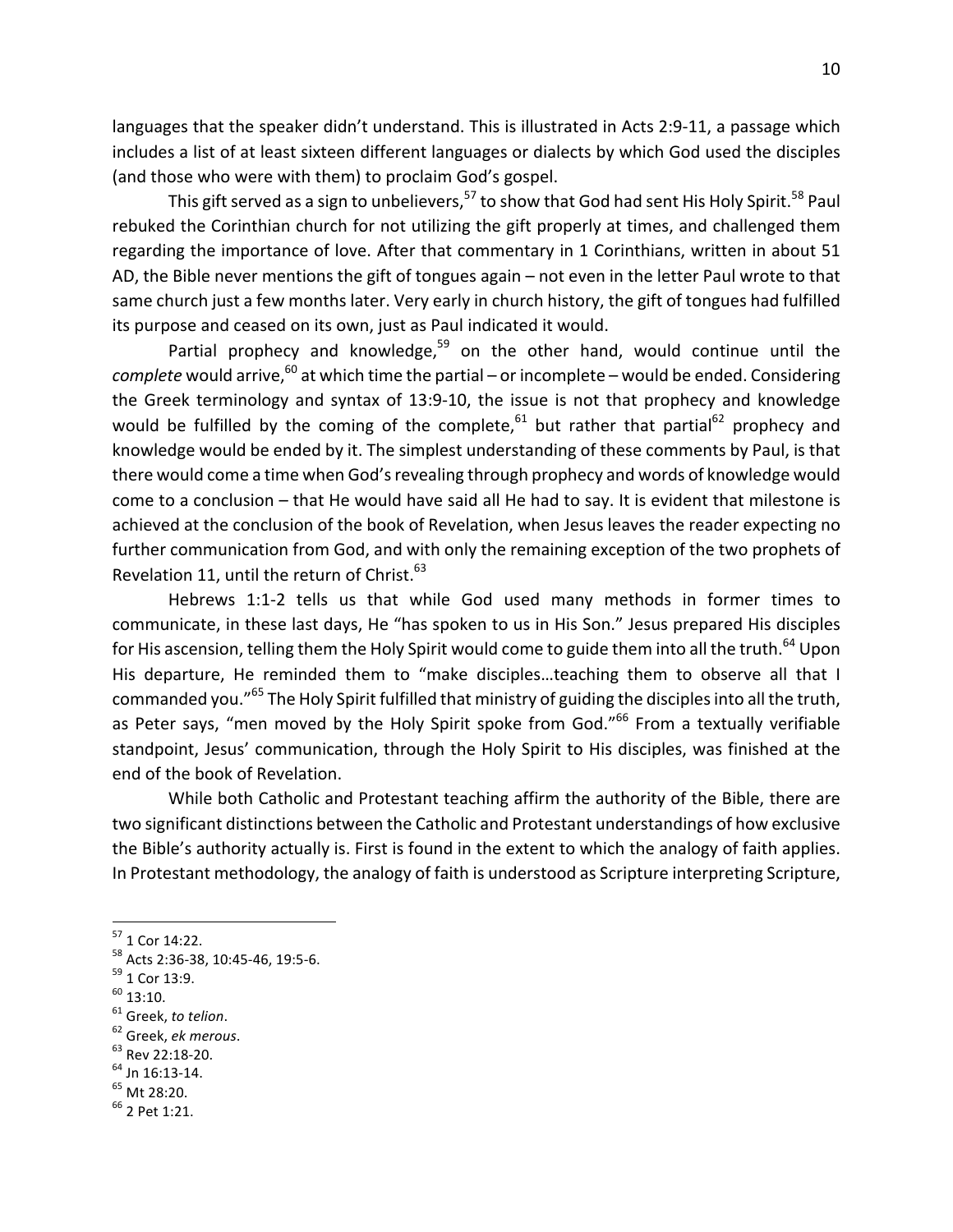languages that the speaker didn't understand. This is illustrated in Acts 2:9-11, a passage which includes a list of at least sixteen different languages or dialects by which God used the disciples (and those who were with them) to proclaim God's gospel.

This gift served as a sign to unbelievers,[57] to show that God had sent His Holy Spirit.[58] Paul rebuked the Corinthian church for not utilizing the gift properly at times, and challenged them regarding the importance of love. After that commentary in 1 Corinthians, written in about 51 AD, the Bible never mentions the gift of tongues again – not even in the letter Paul wrote to that same church just a few months later. Very early in church history, the gift of tongues had fulfilled its purpose and ceased on its own, just as Paul indicated it would.

Partial prophecy and knowledge,[59] on the other hand, would continue until the *complete* would arrive,[60] at which time the partial – or incomplete – would be ended. Considering the Greek terminology and syntax of 13:9-10, the issue is not that prophecy and knowledge would be fulfilled by the coming of the complete,[61] but rather that partial[62] prophecy and knowledge would be ended by it. The simplest understanding of these comments by Paul, is that there would come a time when God's revealing through prophecy and words of knowledge would come to a conclusion – that He would have said All He had to say. It is evident that milestone is achieved at the conclusion of the book of Revelation, when Jesus leaves the reader expecting no further communication from God, and with only the remaining exception of the two prophets of Revelation 11, until the return of Christ.[63]

Hebrews 1:1-2 tells us that while God used many methods in former times to communicate, in these last days, He "has spoken to us in His Son." Jesus prepared His disciples for His ascension, telling them the Holy Spirit would come to guide them into all the truth.[64] Upon His departure, He reminded them to "make disciples…teaching them to observe all that I commanded you."[65] The Holy Spirit fulfilled that ministry of guiding the disciples into all the truth, as Peter says, "men moved by the Holy Spirit spoke from God."[66] From a textually verifiable standpoint, Jesus' communication, through the Holy Spirit to His disciples, was finished at the end of the book of Revelation.

While both Catholic and Protestant teaching affirm the authority of the Bible, there are two significant distinctions between the Catholic and Protestant understandings of how exclusive the Bible's authority actually is. First is found in the extent to which the analogy of faith applies. In Protestant methodology, the analogy of faith is understood as Scripture interpreting Scripture,

---

[57] 1 Cor 14:22.
[58] Acts 2:36-38, 10:45-46, 19:5-6.
[59] 1 Cor 13:9.
[60] 13:10.
[61] Greek, *to telion*.
[62] Greek, *ek merous*.
[63] Rev 22:18-20.
[64] Jn 16:13-14.
[65] Mt 28:20.
[66] 2 Pet 1:21.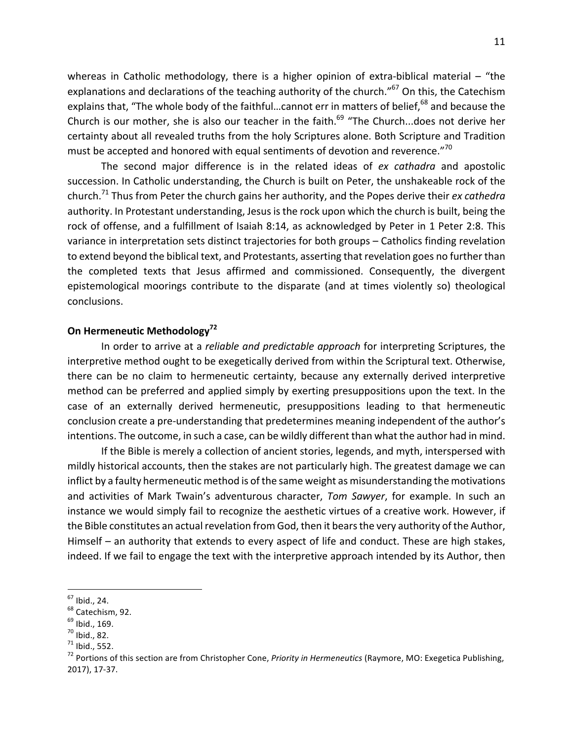whereas in Catholic methodology, there is a higher opinion of extra-biblical material – "the explanations and declarations of the teaching authority of the church."[67] On this, the Catechism explains that, "The whole body of the faithful…cannot err in matters of belief,[68] and because the Church is our mother, she is also our teacher in the faith.[69] "The Church...does not derive her certainty about all revealed truths from the holy Scriptures alone. Both Scripture and Tradition must be accepted and honored with equal sentiments of devotion and reverence."[70]

The second major difference is in the related ideas of *ex cathadra* and apostolic succession. In Catholic understanding, the Church is built on Peter, the unshakeable rock of the church.[71] Thus from Peter the church gains her authority, and the Popes derive their *ex cathedra* authority. In Protestant understanding, Jesus is the rock upon which the church is built, being the rock of offense, and a fulfillment of Isaiah 8:14, as acknowledged by Peter in 1 Peter 2:8. This variance in interpretation sets distinct trajectories for both groups – Catholics finding revelation to extend beyond the biblical text, and Protestants, asserting that revelation goes no further than the completed texts that Jesus affirmed and commissioned. Consequently, the divergent epistemological moorings contribute to the disparate (and at times violently so) theological conclusions.

**On Hermeneutic Methodology[72]**

In order to arrive at a *reliable and predictable approach* for interpreting Scriptures, the interpretive method ought to be exegetically derived from within the Scriptural text. Otherwise, there can be no claim to hermeneutic certainty, because any externally derived interpretive method can be preferred and applied simply by exerting presuppositions upon the text. In the case of an externally derived hermeneutic, presuppositions leading to that hermeneutic conclusion create a pre-understanding that predetermines meaning independent of the author's intentions. The outcome, in such a case, can be wildly different than what the author had in mind.

If the Bible is merely a collection of ancient stories, legends, and myth, interspersed with mildly historical accounts, then the stakes are not particularly high. The greatest damage we can inflict by a faulty hermeneutic method is of the same weight as misunderstanding the motivations and activities of Mark Twain's adventurous character, *Tom Sawyer*, for example. In such an instance we would simply fail to recognize the aesthetic virtues of a creative work. However, if the Bible constitutes an actual revelation from God, then it bears the very authority of the Author, Himself – an authority that extends to every aspect of life and conduct. These are high stakes, indeed. If we fail to engage the text with the interpretive approach intended by its Author, then

---

[67] Ibid., 24.

[68] Catechism, 92.

[69] Ibid., 169.

[70] Ibid., 82.

[71] Ibid., 552.

[72] Portions of this section are from Christopher Cone, *Priority in Hermeneutics* (Raymore, MO: Exegetica Publishing, 2017), 17-37.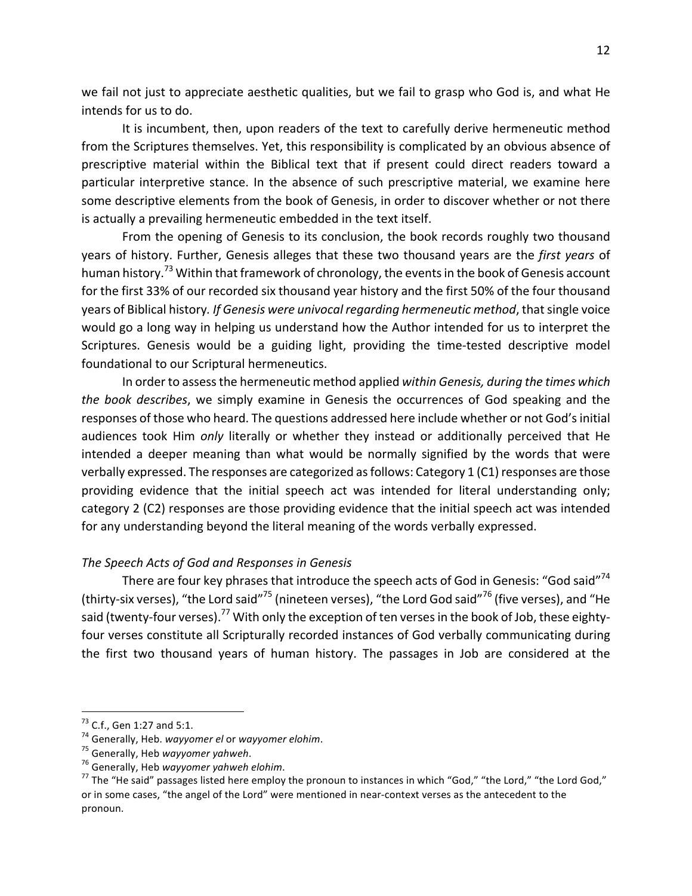we fail not just to appreciate aesthetic qualities, but we fail to grasp who God is, and what He intends for us to do.

It is incumbent, then, upon readers of the text to carefully derive hermeneutic method from the Scriptures themselves. Yet, this responsibility is complicated by an obvious absence of prescriptive material within the Biblical text that if present could direct readers toward a particular interpretive stance. In the absence of such prescriptive material, we examine here some descriptive elements from the book of Genesis, in order to discover whether or not there is actually a prevailing hermeneutic embedded in the text itself.

From the opening of Genesis to its conclusion, the book records roughly two thousand years of history. Further, Genesis alleges that these two thousand years are the *first years* of human history.[73] Within that framework of chronology, the events in the book of Genesis account for the first 33% of our recorded six thousand year history and the first 50% of the four thousand years of Biblical history. *If Genesis were univocal regarding hermeneutic method*, that single voice would go a long way in helping us understand how the Author intended for us to interpret the Scriptures. Genesis would be a guiding light, providing the time-tested descriptive model foundational to our Scriptural hermeneutics.

In order to assess the hermeneutic method applied *within Genesis, during the times which the book describes*, we simply examine in Genesis the occurrences of God speaking and the responses of those who heard. The questions addressed here include whether or not God's initial audiences took Him *only* literally or whether they instead or additionally perceived that He intended a deeper meaning than what would be normally signified by the words that were verbally expressed. The responses are categorized as follows: Category 1 (C1) responses are those providing evidence that the initial speech act was intended for literal understanding only; category 2 (C2) responses are those providing evidence that the initial speech act was intended for any understanding beyond the literal meaning of the words verbally expressed.

### *The Speech Acts of God and Responses in Genesis*

There are four key phrases that introduce the speech acts of God in Genesis: "God said"[74] (thirty-six verses), "the Lord said"[75] (nineteen verses), "the Lord God said"[76] (five verses), and "He said (twenty-four verses).[77] With only the exception of ten verses in the book of Job, these eighty-four verses constitute all Scripturally recorded instances of God verbally communicating during the first two thousand years of human history. The passages in Job are considered at the

---

[73] C.f., Gen 1:27 and 5:1.

[74] Generally, Heb. *wayyomer el* or *wayyomer elohim*.

[75] Generally, Heb *wayyomer yahweh*.

[76] Generally, Heb *wayyomer yahweh elohim*.

[77] The "He said" passages listed here employ the pronoun to instances in which "God," "the Lord," "the Lord God," or in some cases, "the angel of the Lord" were mentioned in near-context verses as the antecedent to the pronoun.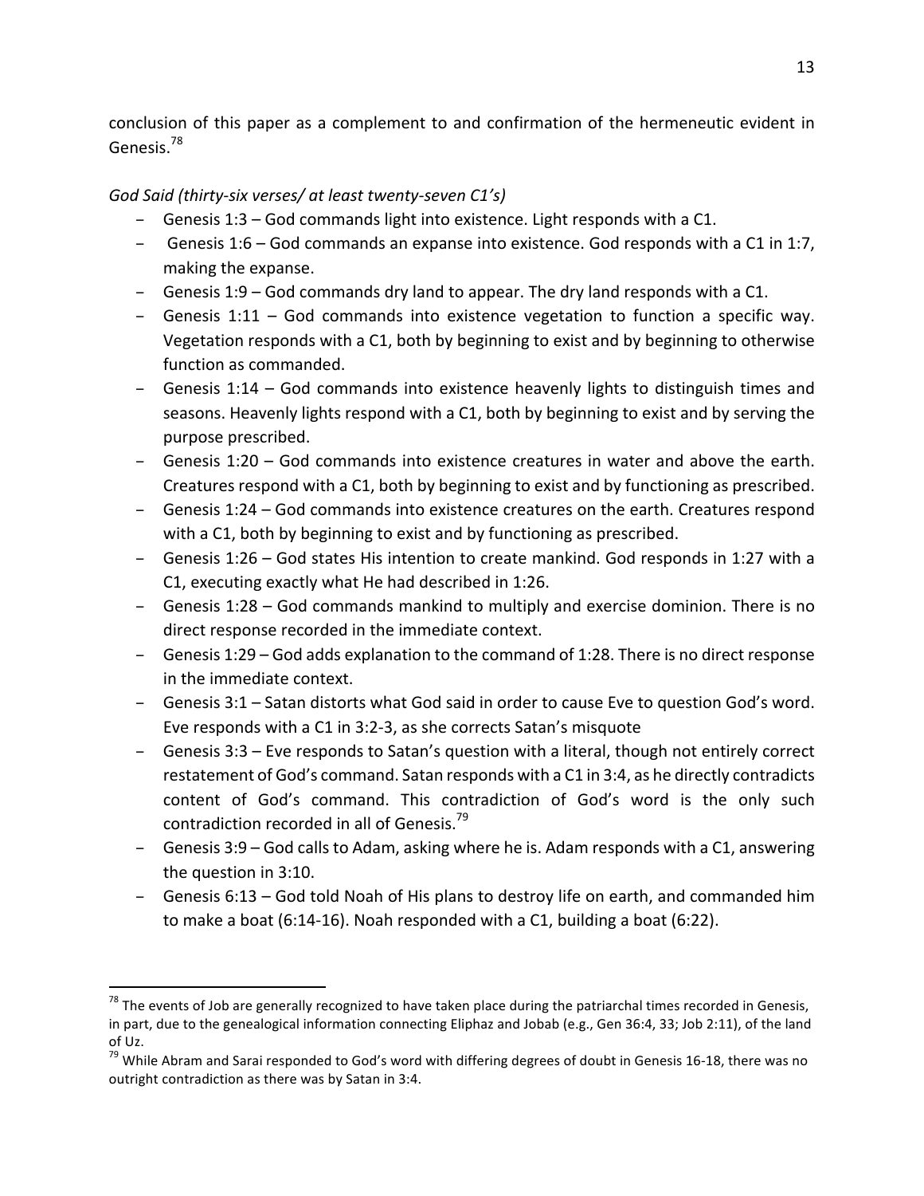conclusion of this paper as a complement to and confirmation of the hermeneutic evident in Genesis.[78]

*God Said (thirty-six verses/ at least twenty-seven C1's)*

- Genesis 1:3 – God commands light into existence. Light responds with a C1.
- Genesis 1:6 – God commands an expanse into existence. God responds with a C1 in 1:7, making the expanse.
- Genesis 1:9 – God commands dry land to appear. The dry land responds with a C1.
- Genesis 1:11 – God commands into existence vegetation to function a specific way. Vegetation responds with a C1, both by beginning to exist and by beginning to otherwise function as commanded.
- Genesis 1:14 – God commands into existence heavenly lights to distinguish times and seasons. Heavenly lights respond with a C1, both by beginning to exist and by serving the purpose prescribed.
- Genesis 1:20 – God commands into existence creatures in water and above the earth. Creatures respond with a C1, both by beginning to exist and by functioning as prescribed.
- Genesis 1:24 – God commands into existence creatures on the earth. Creatures respond with a C1, both by beginning to exist and by functioning as prescribed.
- Genesis 1:26 – God states His intention to create mankind. God responds in 1:27 with a C1, executing exactly what He had described in 1:26.
- Genesis 1:28 – God commands mankind to multiply and exercise dominion. There is no direct response recorded in the immediate context.
- Genesis 1:29 – God adds explanation to the command of 1:28. There is no direct response in the immediate context.
- Genesis 3:1 – Satan distorts what God said in order to cause Eve to question God's word. Eve responds with a C1 in 3:2-3, as she corrects Satan's misquote
- Genesis 3:3 – Eve responds to Satan's question with a literal, though not entirely correct restatement of God's command. Satan responds with a C1 in 3:4, as he directly contradicts content of God's command. This contradiction of God's word is the only such contradiction recorded in all of Genesis.[79]
- Genesis 3:9 – God calls to Adam, asking where he is. Adam responds with a C1, answering the question in 3:10.
- Genesis 6:13 – God told Noah of His plans to destroy life on earth, and commanded him to make a boat (6:14-16). Noah responded with a C1, building a boat (6:22).

---

[78] The events of Job are generally recognized to have taken place during the patriarchal times recorded in Genesis, in part, due to the genealogical information connecting Eliphaz and Jobab (e.g., Gen 36:4, 33; Job 2:11), of the land of Uz.

[79] While Abram and Sarai responded to God's word with differing degrees of doubt in Genesis 16-18, there was no outright contradiction as there was by Satan in 3:4.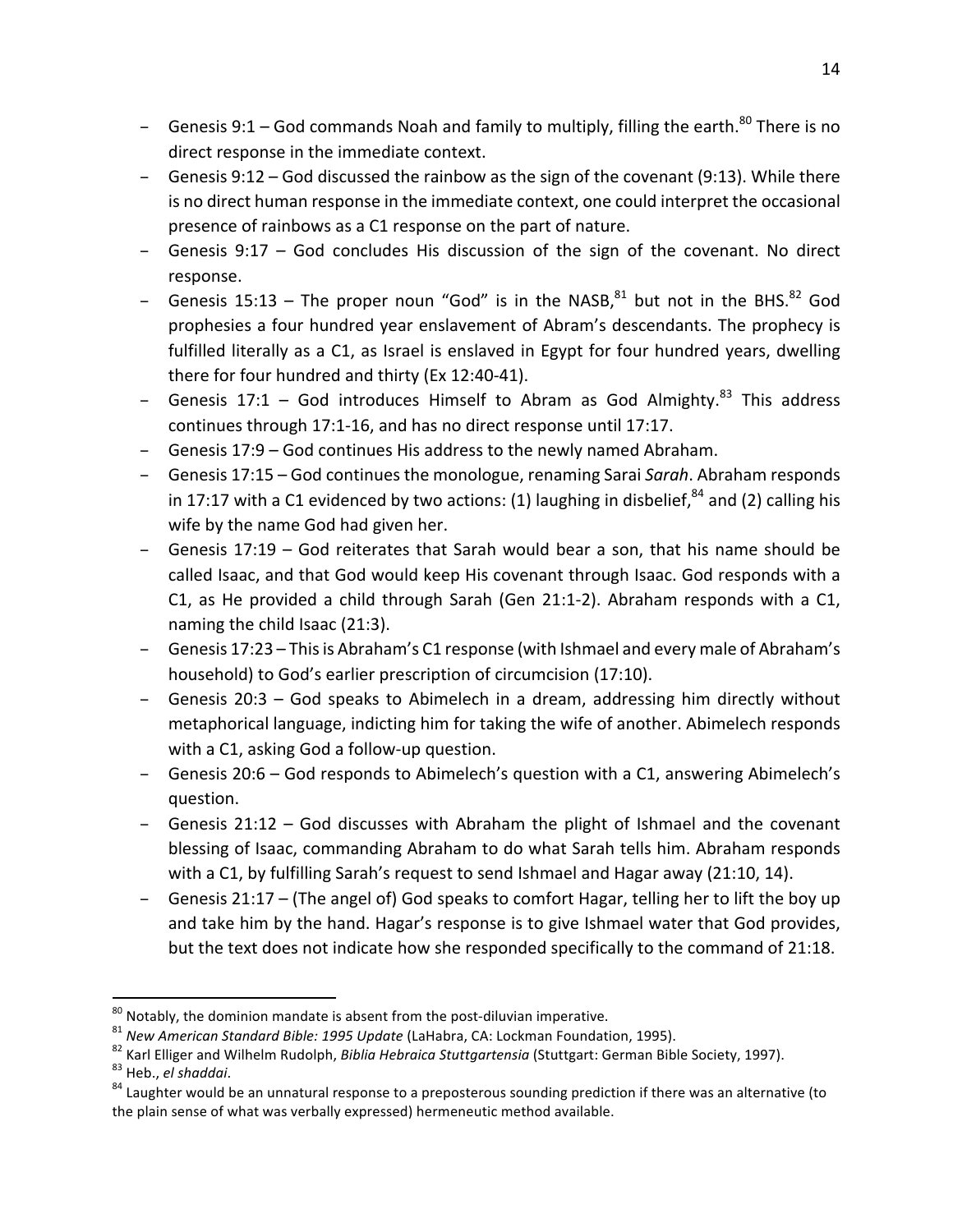- Genesis 9:1 – God commands Noah and family to multiply, filling the earth.[80] There is no direct response in the immediate context.
- Genesis 9:12 – God discussed the rainbow as the sign of the covenant (9:13). While there is no direct human response in the immediate context, one could interpret the occasional presence of rainbows as a C1 response on the part of nature.
- Genesis 9:17 – God concludes His discussion of the sign of the covenant. No direct response.
- Genesis 15:13 – The proper noun "God" is in the NASB,[81] but not in the BHS.[82] God prophesies a four hundred year enslavement of Abram's descendants. The prophecy is fulfilled literally as a C1, as Israel is enslaved in Egypt for four hundred years, dwelling there for four hundred and thirty (Ex 12:40-41).
- Genesis 17:1 – God introduces Himself to Abram as God Almighty.[83] This address continues through 17:1-16, and has no direct response until 17:17.
- Genesis 17:9 – God continues His address to the newly named Abraham.
- Genesis 17:15 – God continues the monologue, renaming Sarai *Sarah*. Abraham responds in 17:17 with a C1 evidenced by two actions: (1) laughing in disbelief,[84] and (2) calling his wife by the name God had given her.
- Genesis 17:19 – God reiterates that Sarah would bear a son, that his name should be called Isaac, and that God would keep His covenant through Isaac. God responds with a C1, as He provided a child through Sarah (Gen 21:1-2). Abraham responds with a C1, naming the child Isaac (21:3).
- Genesis 17:23 – This is Abraham's C1 response (with Ishmael and every male of Abraham's household) to God's earlier prescription of circumcision (17:10).
- Genesis 20:3 – God speaks to Abimelech in a dream, addressing him directly without metaphorical language, indicting him for taking the wife of another. Abimelech responds with a C1, asking God a follow-up question.
- Genesis 20:6 – God responds to Abimelech's question with a C1, answering Abimelech's question.
- Genesis 21:12 – God discusses with Abraham the plight of Ishmael and the covenant blessing of Isaac, commanding Abraham to do what Sarah tells him. Abraham responds with a C1, by fulfilling Sarah's request to send Ishmael and Hagar away (21:10, 14).
- Genesis 21:17 – (The angel of) God speaks to comfort Hagar, telling her to lift the boy up and take him by the hand. Hagar's response is to give Ishmael water that God provides, but the text does not indicate how she responded specifically to the command of 21:18.

---

[80] Notably, the dominion mandate is absent from the post-diluvian imperative.

[81] *New American Standard Bible: 1995 Update* (LaHabra, CA: Lockman Foundation, 1995).

[82] Karl Elliger and Wilhelm Rudolph, *Biblia Hebraica Stuttgartensia* (Stuttgart: German Bible Society, 1997).

[83] Heb., *el shaddai*.

[84] Laughter would be an unnatural response to a preposterous sounding prediction if there was an alternative (to the plain sense of what was verbally expressed) hermeneutic method available.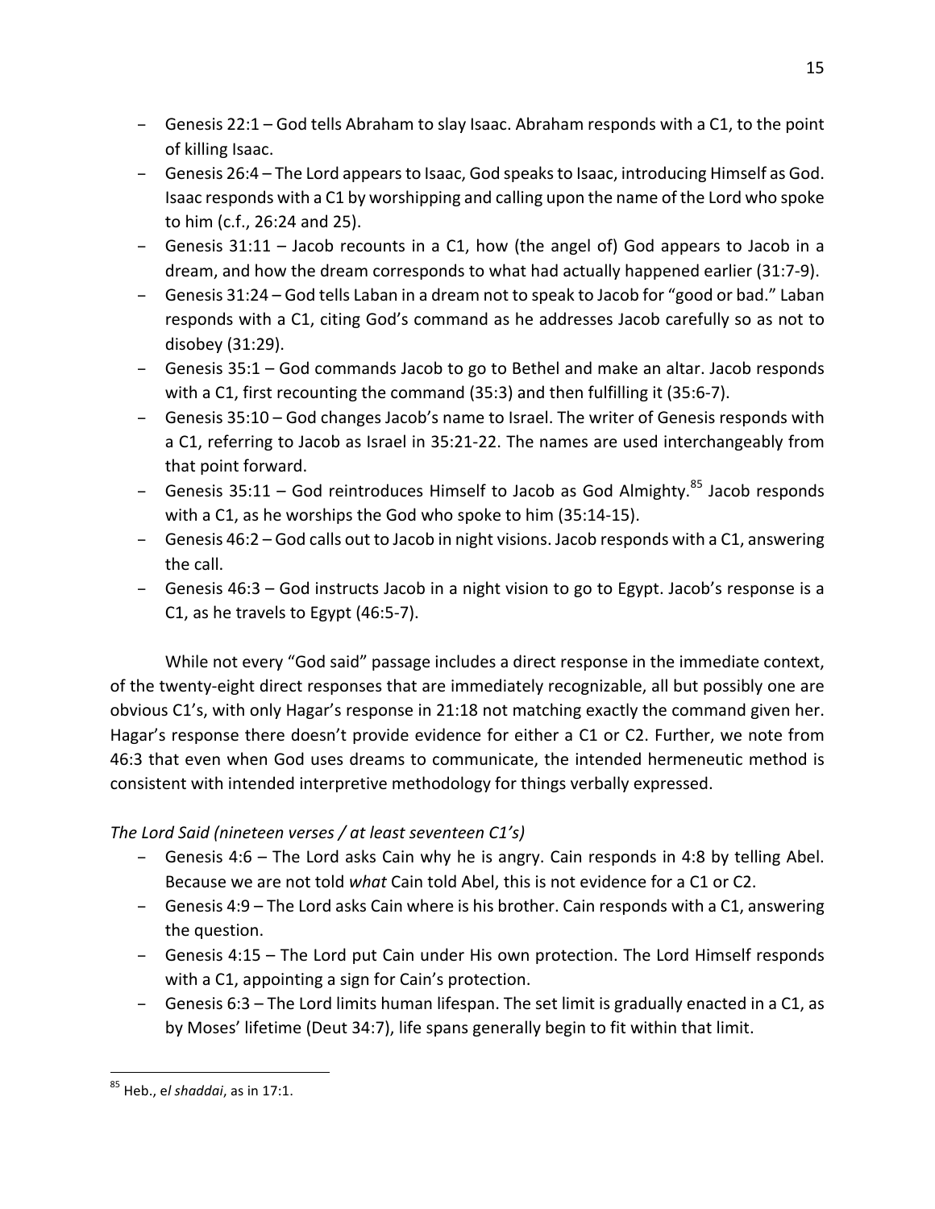- Genesis 22:1 – God tells Abraham to slay Isaac. Abraham responds with a C1, to the point of killing Isaac.
- Genesis 26:4 – The Lord appears to Isaac, God speaks to Isaac, introducing Himself as God. Isaac responds with a C1 by worshipping and calling upon the name of the Lord who spoke to him (c.f., 26:24 and 25).
- Genesis 31:11 – Jacob recounts in a C1, how (the angel of) God appears to Jacob in a dream, and how the dream corresponds to what had actually happened earlier (31:7-9).
- Genesis 31:24 – God tells Laban in a dream not to speak to Jacob for "good or bad." Laban responds with a C1, citing God's command as he addresses Jacob carefully so as not to disobey (31:29).
- Genesis 35:1 – God commands Jacob to go to Bethel and make an altar. Jacob responds with a C1, first recounting the command (35:3) and then fulfilling it (35:6-7).
- Genesis 35:10 – God changes Jacob's name to Israel. The writer of Genesis responds with a C1, referring to Jacob as Israel in 35:21-22. The names are used interchangeably from that point forward.
- Genesis 35:11 – God reintroduces Himself to Jacob as God Almighty.[85] Jacob responds with a C1, as he worships the God who spoke to him (35:14-15).
- Genesis 46:2 – God calls out to Jacob in night visions. Jacob responds with a C1, answering the call.
- Genesis 46:3 – God instructs Jacob in a night vision to go to Egypt. Jacob's response is a C1, as he travels to Egypt (46:5-7).

While not every "God said" passage includes a direct response in the immediate context, of the twenty-eight direct responses that are immediately recognizable, all but possibly one are obvious C1's, with only Hagar's response in 21:18 not matching exactly the command given her. Hagar's response there doesn't provide evidence for either a C1 or C2. Further, we note from 46:3 that even when God uses dreams to communicate, the intended hermeneutic method is consistent with intended interpretive methodology for things verbally expressed.

*The Lord Said (nineteen verses / at least seventeen C1's)*

- Genesis 4:6 – The Lord asks Cain why he is angry. Cain responds in 4:8 by telling Abel. Because we are not told *what* Cain told Abel, this is not evidence for a C1 or C2.
- Genesis 4:9 – The Lord asks Cain where is his brother. Cain responds with a C1, answering the question.
- Genesis 4:15 – The Lord put Cain under His own protection. The Lord Himself responds with a C1, appointing a sign for Cain's protection.
- Genesis 6:3 – The Lord limits human lifespan. The set limit is gradually enacted in a C1, as by Moses' lifetime (Deut 34:7), life spans generally begin to fit within that limit.

---

[85] Heb., e*l shaddai*, as in 17:1.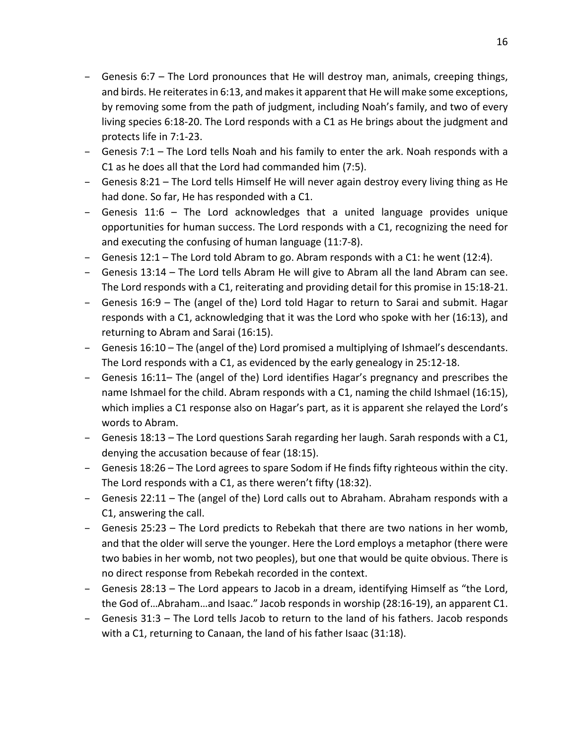- Genesis 6:7 – The Lord pronounces that He will destroy man, animals, creeping things, and birds. He reiterates in 6:13, and makes it apparent that He will make some exceptions, by removing some from the path of judgment, including Noah's family, and two of every living species 6:18-20. The Lord responds with a C1 as He brings about the judgment and protects life in 7:1-23.
- Genesis 7:1 – The Lord tells Noah and his family to enter the ark. Noah responds with a C1 as he does all that the Lord had commanded him (7:5).
- Genesis 8:21 – The Lord tells Himself He will never again destroy every living thing as He had done. So far, He has responded with a C1.
- Genesis 11:6 – The Lord acknowledges that a united language provides unique opportunities for human success. The Lord responds with a C1, recognizing the need for and executing the confusing of human language (11:7-8).
- Genesis 12:1 – The Lord told Abram to go. Abram responds with a C1: he went (12:4).
- Genesis 13:14 – The Lord tells Abram He will give to Abram all the land Abram can see. The Lord responds with a C1, reiterating and providing detail for this promise in 15:18-21.
- Genesis 16:9 – The (angel of the) Lord told Hagar to return to Sarai and submit. Hagar responds with a C1, acknowledging that it was the Lord who spoke with her (16:13), and returning to Abram and Sarai (16:15).
- Genesis 16:10 – The (angel of the) Lord promised a multiplying of Ishmael's descendants. The Lord responds with a C1, as evidenced by the early genealogy in 25:12-18.
- Genesis 16:11– The (angel of the) Lord identifies Hagar's pregnancy and prescribes the name Ishmael for the child. Abram responds with a C1, naming the child Ishmael (16:15), which implies a C1 response also on Hagar's part, as it is apparent she relayed the Lord's words to Abram.
- Genesis 18:13 – The Lord questions Sarah regarding her laugh. Sarah responds with a C1, denying the accusation because of fear (18:15).
- Genesis 18:26 – The Lord agrees to spare Sodom if He finds fifty righteous within the city. The Lord responds with a C1, as there weren't fifty (18:32).
- Genesis 22:11 – The (angel of the) Lord calls out to Abraham. Abraham responds with a C1, answering the call.
- Genesis 25:23 – The Lord predicts to Rebekah that there are two nations in her womb, and that the older will serve the younger. Here the Lord employs a metaphor (there were two babies in her womb, not two peoples), but one that would be quite obvious. There is no direct response from Rebekah recorded in the context.
- Genesis 28:13 – The Lord appears to Jacob in a dream, identifying Himself as "the Lord, the God of…Abraham…and Isaac." Jacob responds in worship (28:16-19), an apparent C1.
- Genesis 31:3 – The Lord tells Jacob to return to the land of his fathers. Jacob responds with a C1, returning to Canaan, the land of his father Isaac (31:18).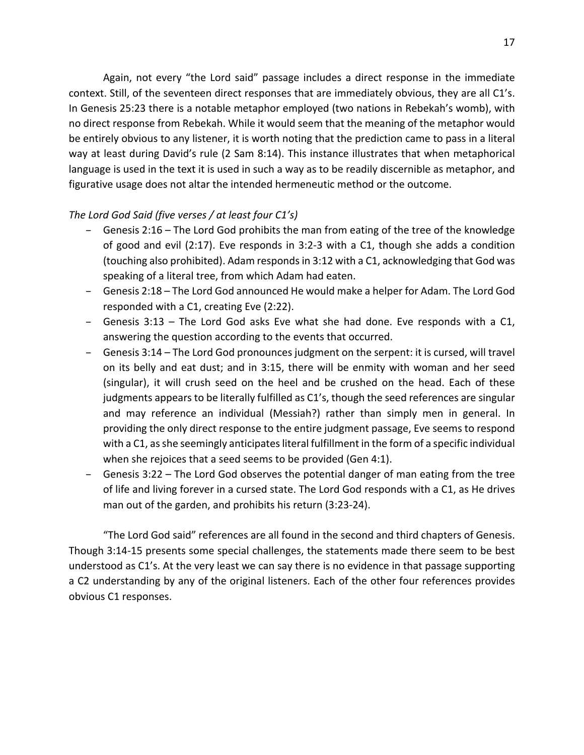Again, not every "the Lord said" passage includes a direct response in the immediate context. Still, of the seventeen direct responses that are immediately obvious, they are all C1's. In Genesis 25:23 there is a notable metaphor employed (two nations in Rebekah's womb), with no direct response from Rebekah. While it would seem that the meaning of the metaphor would be entirely obvious to any listener, it is worth noting that the prediction came to pass in a literal way at least during David's rule (2 Sam 8:14). This instance illustrates that when metaphorical language is used in the text it is used in such a way as to be readily discernible as metaphor, and figurative usage does not altar the intended hermeneutic method or the outcome.

*The Lord God Said (five verses / at least four C1's)*

- Genesis 2:16 – The Lord God prohibits the man from eating of the tree of the knowledge of good and evil (2:17). Eve responds in 3:2-3 with a C1, though she adds a condition (touching also prohibited). Adam responds in 3:12 with a C1, acknowledging that God was speaking of a literal tree, from which Adam had eaten.
- Genesis 2:18 – The Lord God announced He would make a helper for Adam. The Lord God responded with a C1, creating Eve (2:22).
- Genesis 3:13 – The Lord God asks Eve what she had done. Eve responds with a C1, answering the question according to the events that occurred.
- Genesis 3:14 – The Lord God pronounces judgment on the serpent: it is cursed, will travel on its belly and eat dust; and in 3:15, there will be enmity with woman and her seed (singular), it will crush seed on the heel and be crushed on the head. Each of these judgments appears to be literally fulfilled as C1's, though the seed references are singular and may reference an individual (Messiah?) rather than simply men in general. In providing the only direct response to the entire judgment passage, Eve seems to respond with a C1, as she seemingly anticipates literal fulfillment in the form of a specific individual when she rejoices that a seed seems to be provided (Gen 4:1).
- Genesis 3:22 – The Lord God observes the potential danger of man eating from the tree of life and living forever in a cursed state. The Lord God responds with a C1, as He drives man out of the garden, and prohibits his return (3:23-24).

"The Lord God said" references are all found in the second and third chapters of Genesis. Though 3:14-15 presents some special challenges, the statements made there seem to be best understood as C1's. At the very least we can say there is no evidence in that passage supporting a C2 understanding by any of the original listeners. Each of the other four references provides obvious C1 responses.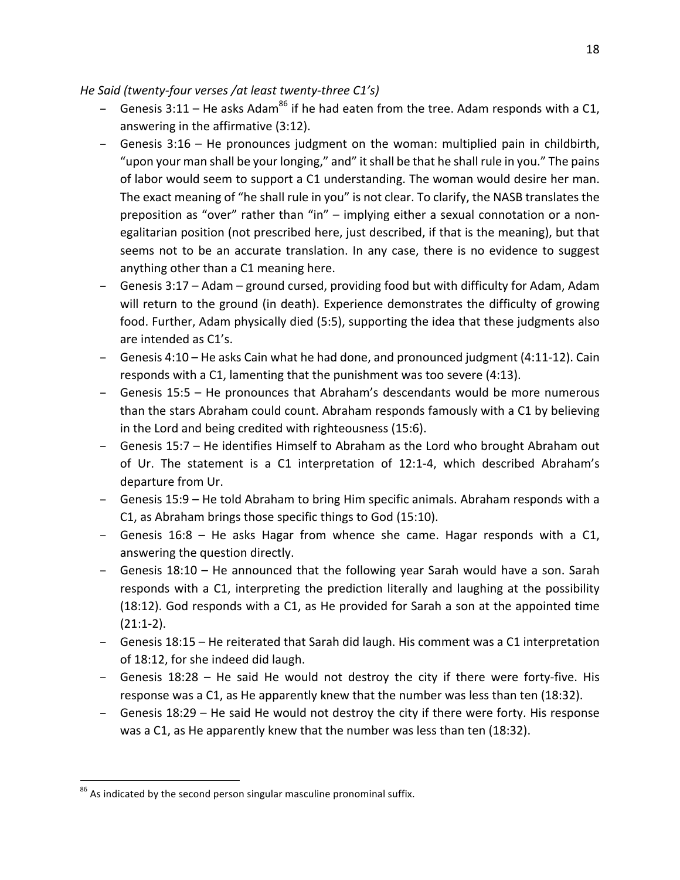*He Said (twenty-four verses /at least twenty-three C1's)*

- Genesis 3:11 – He asks Adam[86] if he had eaten from the tree. Adam responds with a C1, answering in the affirmative (3:12).
- Genesis 3:16 – He pronounces judgment on the woman: multiplied pain in childbirth, "upon your man shall be your longing," and" it shall be that he shall rule in you." The pains of labor would seem to support a C1 understanding. The woman would desire her man. The exact meaning of "he shall rule in you" is not clear. To clarify, the NASB translates the preposition as "over" rather than "in" – implying either a sexual connotation or a non-egalitarian position (not prescribed here, just described, if that is the meaning), but that seems not to be an accurate translation. In any case, there is no evidence to suggest anything other than a C1 meaning here.
- Genesis 3:17 – Adam – ground cursed, providing food but with difficulty for Adam, Adam will return to the ground (in death). Experience demonstrates the difficulty of growing food. Further, Adam physically died (5:5), supporting the idea that these judgments also are intended as C1's.
- Genesis 4:10 – He asks Cain what he had done, and pronounced judgment (4:11-12). Cain responds with a C1, lamenting that the punishment was too severe (4:13).
- Genesis 15:5 – He pronounces that Abraham's descendants would be more numerous than the stars Abraham could count. Abraham responds famously with a C1 by believing in the Lord and being credited with righteousness (15:6).
- Genesis 15:7 – He identifies Himself to Abraham as the Lord who brought Abraham out of Ur. The statement is a C1 interpretation of 12:1-4, which described Abraham's departure from Ur.
- Genesis 15:9 – He told Abraham to bring Him specific animals. Abraham responds with a C1, as Abraham brings those specific things to God (15:10).
- Genesis 16:8 – He asks Hagar from whence she came. Hagar responds with a C1, answering the question directly.
- Genesis 18:10 – He announced that the following year Sarah would have a son. Sarah responds with a C1, interpreting the prediction literally and laughing at the possibility (18:12). God responds with a C1, as He provided for Sarah a son at the appointed time (21:1-2).
- Genesis 18:15 – He reiterated that Sarah did laugh. His comment was a C1 interpretation of 18:12, for she indeed did laugh.
- Genesis 18:28 – He said He would not destroy the city if there were forty-five. His response was a C1, as He apparently knew that the number was less than ten (18:32).
- Genesis 18:29 – He said He would not destroy the city if there were forty. His response was a C1, as He apparently knew that the number was less than ten (18:32).

[86] As indicated by the second person singular masculine pronominal suffix.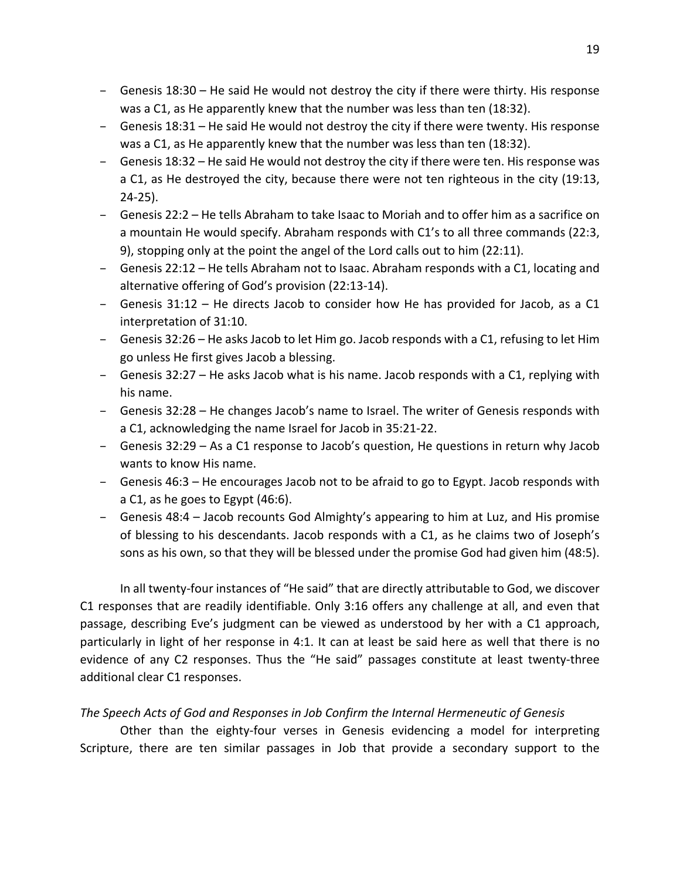- Genesis 18:30 – He said He would not destroy the city if there were thirty. His response was a C1, as He apparently knew that the number was less than ten (18:32).
- Genesis 18:31 – He said He would not destroy the city if there were twenty. His response was a C1, as He apparently knew that the number was less than ten (18:32).
- Genesis 18:32 – He said He would not destroy the city if there were ten. His response was a C1, as He destroyed the city, because there were not ten righteous in the city (19:13, 24-25).
- Genesis 22:2 – He tells Abraham to take Isaac to Moriah and to offer him as a sacrifice on a mountain He would specify. Abraham responds with C1's to all three commands (22:3, 9), stopping only at the point the angel of the Lord calls out to him (22:11).
- Genesis 22:12 – He tells Abraham not to Isaac. Abraham responds with a C1, locating and alternative offering of God's provision (22:13-14).
- Genesis 31:12 – He directs Jacob to consider how He has provided for Jacob, as a C1 interpretation of 31:10.
- Genesis 32:26 – He asks Jacob to let Him go. Jacob responds with a C1, refusing to let Him go unless He first gives Jacob a blessing.
- Genesis 32:27 – He asks Jacob what is his name. Jacob responds with a C1, replying with his name.
- Genesis 32:28 – He changes Jacob's name to Israel. The writer of Genesis responds with a C1, acknowledging the name Israel for Jacob in 35:21-22.
- Genesis 32:29 – As a C1 response to Jacob's question, He questions in return why Jacob wants to know His name.
- Genesis 46:3 – He encourages Jacob not to be afraid to go to Egypt. Jacob responds with a C1, as he goes to Egypt (46:6).
- Genesis 48:4 – Jacob recounts God Almighty's appearing to him at Luz, and His promise of blessing to his descendants. Jacob responds with a C1, as he claims two of Joseph's sons as his own, so that they will be blessed under the promise God had given him (48:5).

In all twenty-four instances of "He said" that are directly attributable to God, we discover C1 responses that are readily identifiable. Only 3:16 offers any challenge at all, and even that passage, describing Eve's judgment can be viewed as understood by her with a C1 approach, particularly in light of her response in 4:1. It can at least be said here as well that there is no evidence of any C2 responses. Thus the "He said" passages constitute at least twenty-three additional clear C1 responses.

*The Speech Acts of God and Responses in Job Confirm the Internal Hermeneutic of Genesis*

Other than the eighty-four verses in Genesis evidencing a model for interpreting Scripture, there are ten similar passages in Job that provide a secondary support to the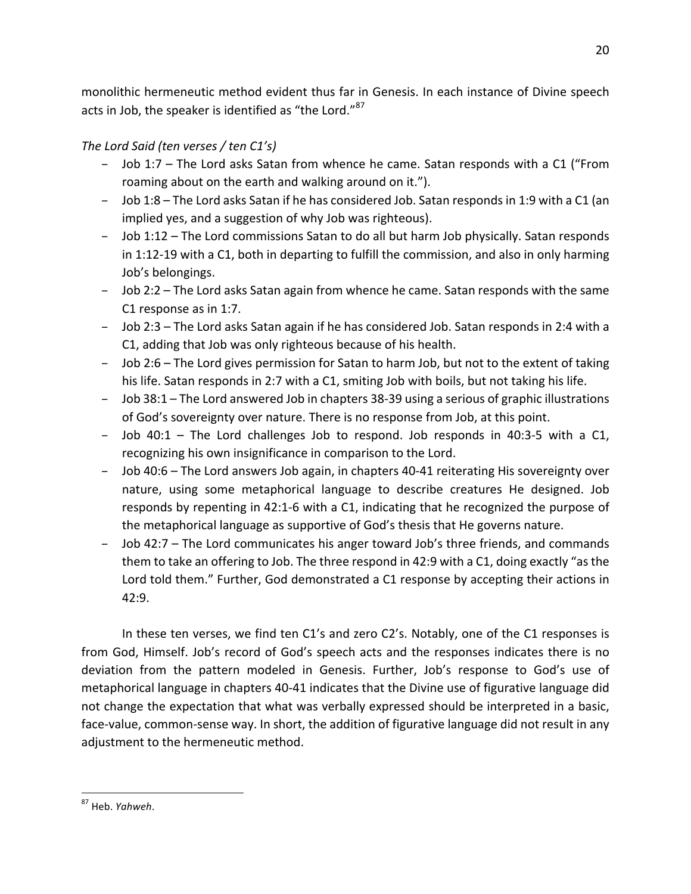monolithic hermeneutic method evident thus far in Genesis. In each instance of Divine speech acts in Job, the speaker is identified as "the Lord."[87]

*The Lord Said (ten verses / ten C1's)*

- Job 1:7 – The Lord asks Satan from whence he came. Satan responds with a C1 ("From roaming about on the earth and walking around on it.").
- Job 1:8 – The Lord asks Satan if he has considered Job. Satan responds in 1:9 with a C1 (an implied yes, and a suggestion of why Job was righteous).
- Job 1:12 – The Lord commissions Satan to do all but harm Job physically. Satan responds in 1:12-19 with a C1, both in departing to fulfill the commission, and also in only harming Job's belongings.
- Job 2:2 – The Lord asks Satan again from whence he came. Satan responds with the same C1 response as in 1:7.
- Job 2:3 – The Lord asks Satan again if he has considered Job. Satan responds in 2:4 with a C1, adding that Job was only righteous because of his health.
- Job 2:6 – The Lord gives permission for Satan to harm Job, but not to the extent of taking his life. Satan responds in 2:7 with a C1, smiting Job with boils, but not taking his life.
- Job 38:1 – The Lord answered Job in chapters 38-39 using a serious of graphic illustrations of God's sovereignty over nature. There is no response from Job, at this point.
- Job 40:1 – The Lord challenges Job to respond. Job responds in 40:3-5 with a C1, recognizing his own insignificance in comparison to the Lord.
- Job 40:6 – The Lord answers Job again, in chapters 40-41 reiterating His sovereignty over nature, using some metaphorical language to describe creatures He designed. Job responds by repenting in 42:1-6 with a C1, indicating that he recognized the purpose of the metaphorical language as supportive of God's thesis that He governs nature.
- Job 42:7 – The Lord communicates his anger toward Job's three friends, and commands them to take an offering to Job. The three respond in 42:9 with a C1, doing exactly "as the Lord told them." Further, God demonstrated a C1 response by accepting their actions in 42:9.

In these ten verses, we find ten C1's and zero C2's. Notably, one of the C1 responses is from God, Himself. Job's record of God's speech acts and the responses indicates there is no deviation from the pattern modeled in Genesis. Further, Job's response to God's use of metaphorical language in chapters 40-41 indicates that the Divine use of figurative language did not change the expectation that what was verbally expressed should be interpreted in a basic, face-value, common-sense way. In short, the addition of figurative language did not result in any adjustment to the hermeneutic method.

---

[87] Heb. *Yahweh*.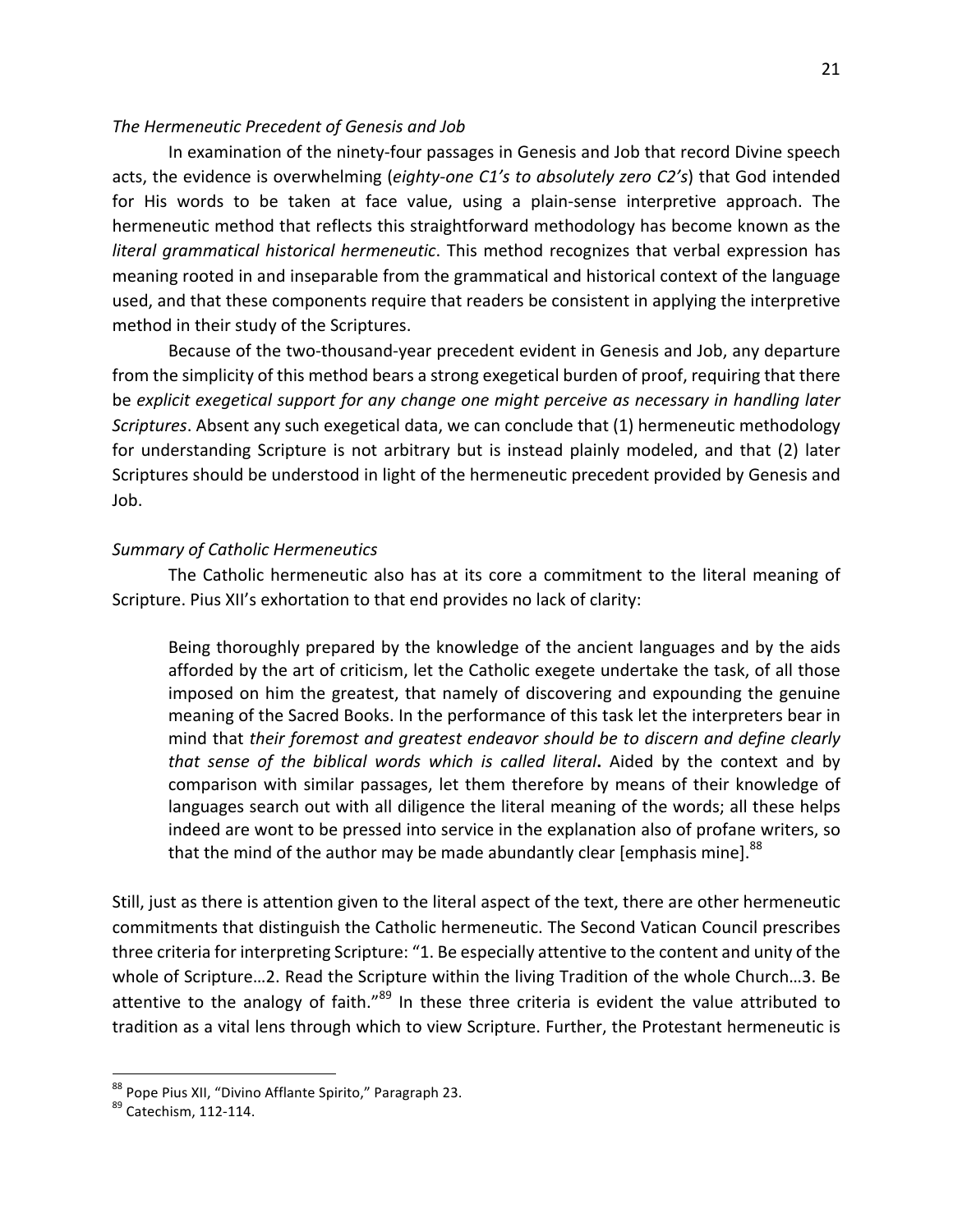*The Hermeneutic Precedent of Genesis and Job*

In examination of the ninety-four passages in Genesis and Job that record Divine speech acts, the evidence is overwhelming (*eighty-one C1's to absolutely zero C2's*) that God intended for His words to be taken at face value, using a plain-sense interpretive approach. The hermeneutic method that reflects this straightforward methodology has become known as the *literal grammatical historical hermeneutic*. This method recognizes that verbal expression has meaning rooted in and inseparable from the grammatical and historical context of the language used, and that these components require that readers be consistent in applying the interpretive method in their study of the Scriptures.

Because of the two-thousand-year precedent evident in Genesis and Job, any departure from the simplicity of this method bears a strong exegetical burden of proof, requiring that there be *explicit exegetical support for any change one might perceive as necessary in handling later Scriptures*. Absent any such exegetical data, we can conclude that (1) hermeneutic methodology for understanding Scripture is not arbitrary but is instead plainly modeled, and that (2) later Scriptures should be understood in light of the hermeneutic precedent provided by Genesis and Job.

*Summary of Catholic Hermeneutics*

The Catholic hermeneutic also has at its core a commitment to the literal meaning of Scripture. Pius XII's exhortation to that end provides no lack of clarity:

> Being thoroughly prepared by the knowledge of the ancient languages and by the aids afforded by the art of criticism, let the Catholic exegete undertake the task, of all those imposed on him the greatest, that namely of discovering and expounding the genuine meaning of the Sacred Books. In the performance of this task let the interpreters bear in mind that *their foremost and greatest endeavor should be to discern and define clearly that sense of the biblical words which is called literal*. Aided by the context and by comparison with similar passages, let them therefore by means of their knowledge of languages search out with all diligence the literal meaning of the words; all these helps indeed are wont to be pressed into service in the explanation also of profane writers, so that the mind of the author may be made abundantly clear [emphasis mine].[88]

Still, just as there is attention given to the literal aspect of the text, there are other hermeneutic commitments that distinguish the Catholic hermeneutic. The Second Vatican Council prescribes three criteria for interpreting Scripture: "1. Be especially attentive to the content and unity of the whole of Scripture…2. Read the Scripture within the living Tradition of the whole Church…3. Be attentive to the analogy of faith."[89] In these three criteria is evident the value attributed to tradition as a vital lens through which to view Scripture. Further, the Protestant hermeneutic is

---

[88] Pope Pius XII, "Divino Afflante Spirito," Paragraph 23.

[89] Catechism, 112-114.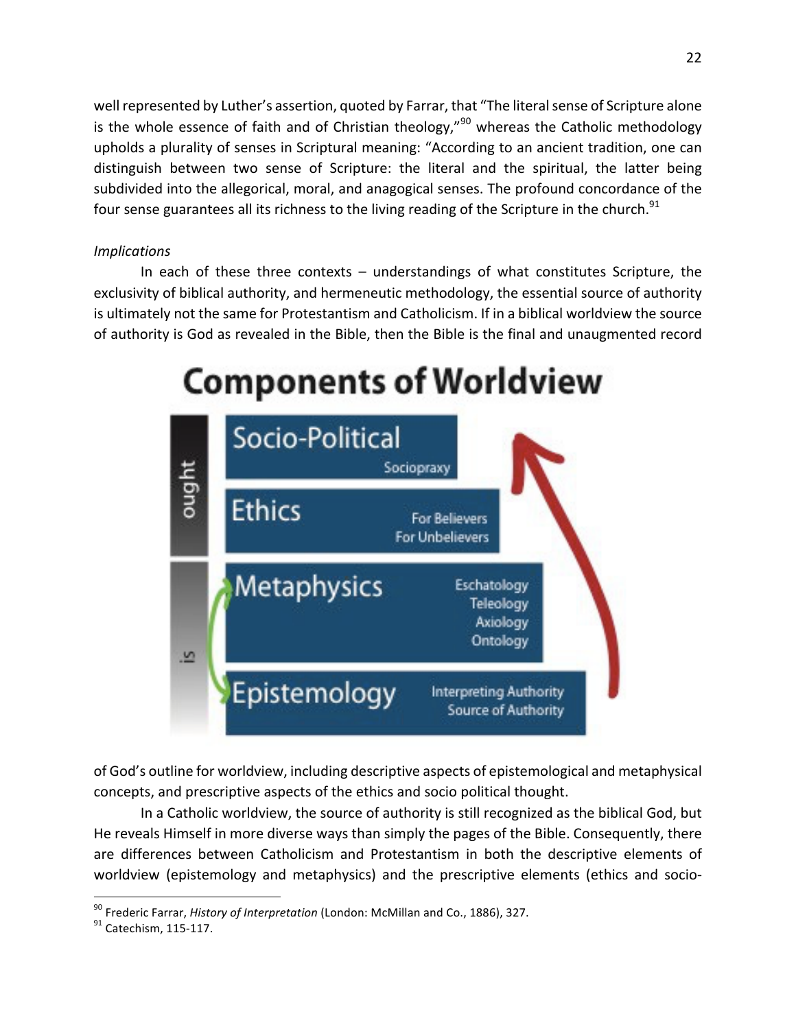well represented by Luther's assertion, quoted by Farrar, that "The literal sense of Scripture alone is the whole essence of faith and of Christian theology,"[90] whereas the Catholic methodology upholds a plurality of senses in Scriptural meaning: "According to an ancient tradition, one can distinguish between two sense of Scripture: the literal and the spiritual, the latter being subdivided into the allegorical, moral, and anagogical senses. The profound concordance of the four sense guarantees all its richness to the living reading of the Scripture in the church.[91]

*Implications*

In each of these three contexts – understandings of what constitutes Scripture, the exclusivity of biblical authority, and hermeneutic methodology, the essential source of authority is ultimately not the same for Protestantism and Catholicism. If in a biblical worldview the source of authority is God as revealed in the Bible, then the Bible is the final and unaugmented record

**Components of Worldview**

- ought
  - Socio-Political: Sociopraxy
  - Ethics: For Believers, For Unbelievers
- is
  - Metaphysics: Eschatology, Teleology, Axiology, Ontology
  - Epistemology: Interpreting Authority, Source of Authority

of God's outline for worldview, including descriptive aspects of epistemological and metaphysical concepts, and prescriptive aspects of the ethics and socio political thought.

In a Catholic worldview, the source of authority is still recognized as the biblical God, but He reveals Himself in more diverse ways than simply the pages of the Bible. Consequently, there are differences between Catholicism and Protestantism in both the descriptive elements of worldview (epistemology and metaphysics) and the prescriptive elements (ethics and socio-

---

[90] Frederic Farrar, *History of Interpretation* (London: McMillan and Co., 1886), 327.

[91] Catechism, 115-117.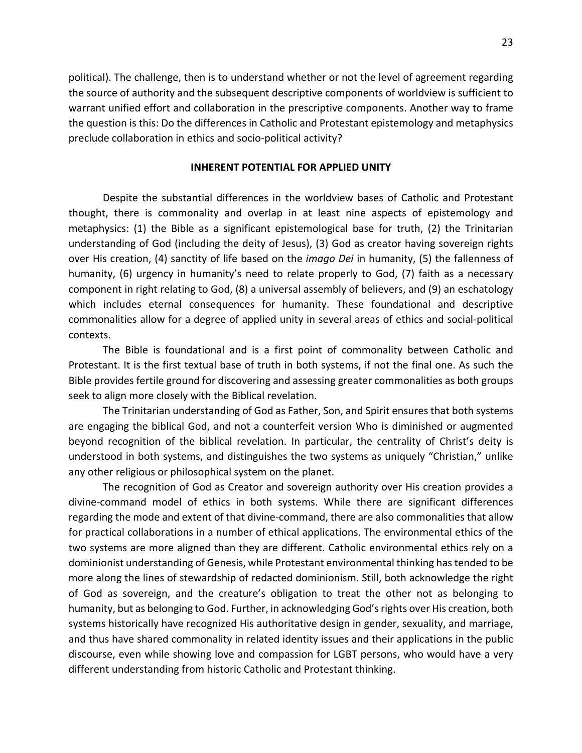political). The challenge, then is to understand whether or not the level of agreement regarding the source of authority and the subsequent descriptive components of worldview is sufficient to warrant unified effort and collaboration in the prescriptive components. Another way to frame the question is this: Do the differences in Catholic and Protestant epistemology and metaphysics preclude collaboration in ethics and socio-political activity?

## INHERENT POTENTIAL FOR APPLIED UNITY

Despite the substantial differences in the worldview bases of Catholic and Protestant thought, there is commonality and overlap in at least nine aspects of epistemology and metaphysics: (1) the Bible as a significant epistemological base for truth, (2) the Trinitarian understanding of God (including the deity of Jesus), (3) God as creator having sovereign rights over His creation, (4) sanctity of life based on the *imago Dei* in humanity, (5) the fallenness of humanity, (6) urgency in humanity's need to relate properly to God, (7) faith as a necessary component in right relating to God, (8) a universal assembly of believers, and (9) an eschatology which includes eternal consequences for humanity. These foundational and descriptive commonalities allow for a degree of applied unity in several areas of ethics and social-political contexts.

The Bible is foundational and is a first point of commonality between Catholic and Protestant. It is the first textual base of truth in both systems, if not the final one. As such the Bible provides fertile ground for discovering and assessing greater commonalities as both groups seek to align more closely with the Biblical revelation.

The Trinitarian understanding of God as Father, Son, and Spirit ensures that both systems are engaging the biblical God, and not a counterfeit version Who is diminished or augmented beyond recognition of the biblical revelation. In particular, the centrality of Christ's deity is understood in both systems, and distinguishes the two systems as uniquely "Christian," unlike any other religious or philosophical system on the planet.

The recognition of God as Creator and sovereign authority over His creation provides a divine-command model of ethics in both systems. While there are significant differences regarding the mode and extent of that divine-command, there are also commonalities that allow for practical collaborations in a number of ethical applications. The environmental ethics of the two systems are more aligned than they are different. Catholic environmental ethics rely on a dominionist understanding of Genesis, while Protestant environmental thinking has tended to be more along the lines of stewardship of redacted dominionism. Still, both acknowledge the right of God as sovereign, and the creature's obligation to treat the other not as belonging to humanity, but as belonging to God. Further, in acknowledging God's rights over His creation, both systems historically have recognized His authoritative design in gender, sexuality, and marriage, and thus have shared commonality in related identity issues and their applications in the public discourse, even while showing love and compassion for LGBT persons, who would have a very different understanding from historic Catholic and Protestant thinking.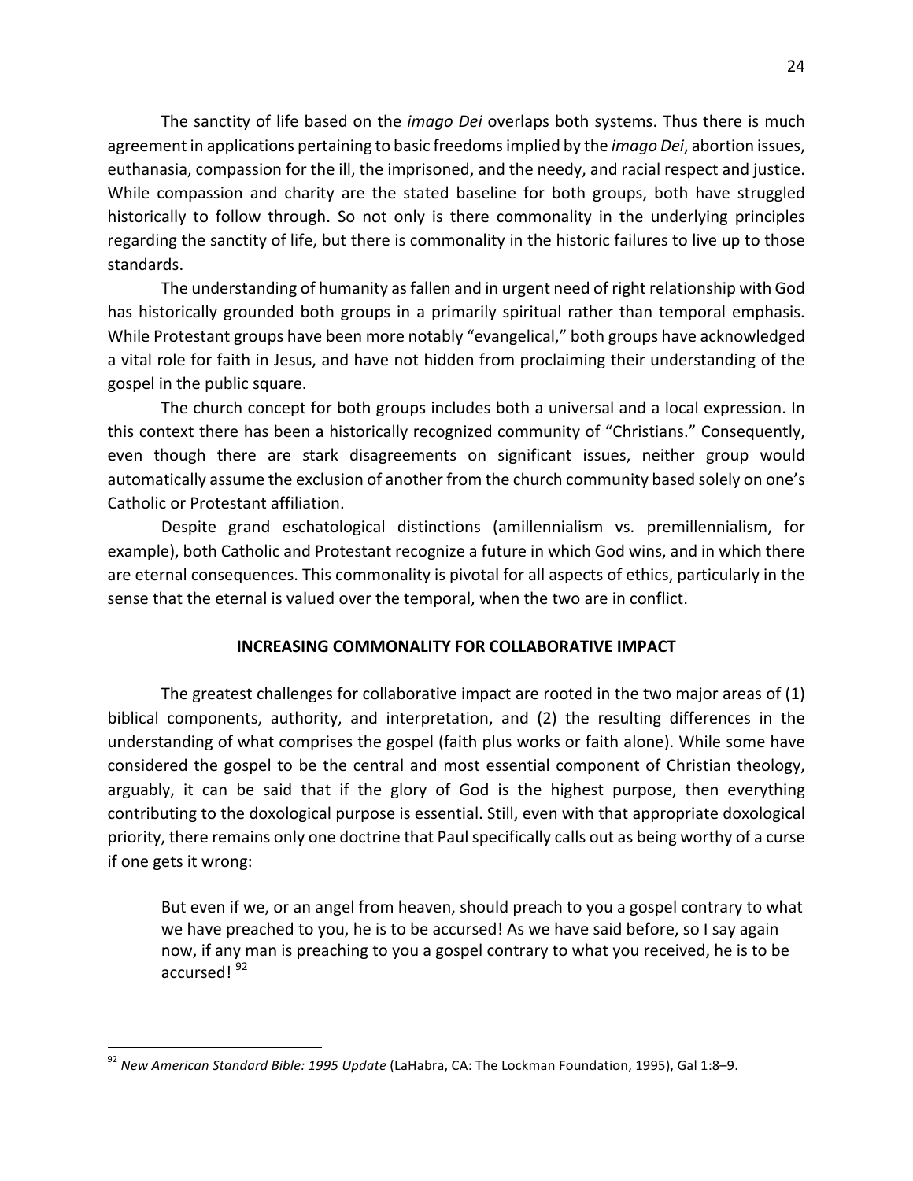The sanctity of life based on the *imago Dei* overlaps both systems. Thus there is much agreement in applications pertaining to basic freedoms implied by the *imago Dei*, abortion issues, euthanasia, compassion for the ill, the imprisoned, and the needy, and racial respect and justice. While compassion and charity are the stated baseline for both groups, both have struggled historically to follow through. So not only is there commonality in the underlying principles regarding the sanctity of life, but there is commonality in the historic failures to live up to those standards.

The understanding of humanity as fallen and in urgent need of right relationship with God has historically grounded both groups in a primarily spiritual rather than temporal emphasis. While Protestant groups have been more notably "evangelical," both groups have acknowledged a vital role for faith in Jesus, and have not hidden from proclaiming their understanding of the gospel in the public square.

The church concept for both groups includes both a universal and a local expression. In this context there has been a historically recognized community of "Christians." Consequently, even though there are stark disagreements on significant issues, neither group would automatically assume the exclusion of another from the church community based solely on one's Catholic or Protestant affiliation.

Despite grand eschatological distinctions (amillennialism vs. premillennialism, for example), both Catholic and Protestant recognize a future in which God wins, and in which there are eternal consequences. This commonality is pivotal for all aspects of ethics, particularly in the sense that the eternal is valued over the temporal, when the two are in conflict.

## INCREASING COMMONALITY FOR COLLABORATIVE IMPACT

The greatest challenges for collaborative impact are rooted in the two major areas of (1) biblical components, authority, and interpretation, and (2) the resulting differences in the understanding of what comprises the gospel (faith plus works or faith alone). While some have considered the gospel to be the central and most essential component of Christian theology, arguably, it can be said that if the glory of God is the highest purpose, then everything contributing to the doxological purpose is essential. Still, even with that appropriate doxological priority, there remains only one doctrine that Paul specifically calls out as being worthy of a curse if one gets it wrong:

> But even if we, or an angel from heaven, should preach to you a gospel contrary to what we have preached to you, he is to be accursed! As we have said before, so I say again now, if any man is preaching to you a gospel contrary to what you received, he is to be accursed! [92]

---

[92] *New American Standard Bible: 1995 Update* (LaHabra, CA: The Lockman Foundation, 1995), Gal 1:8–9.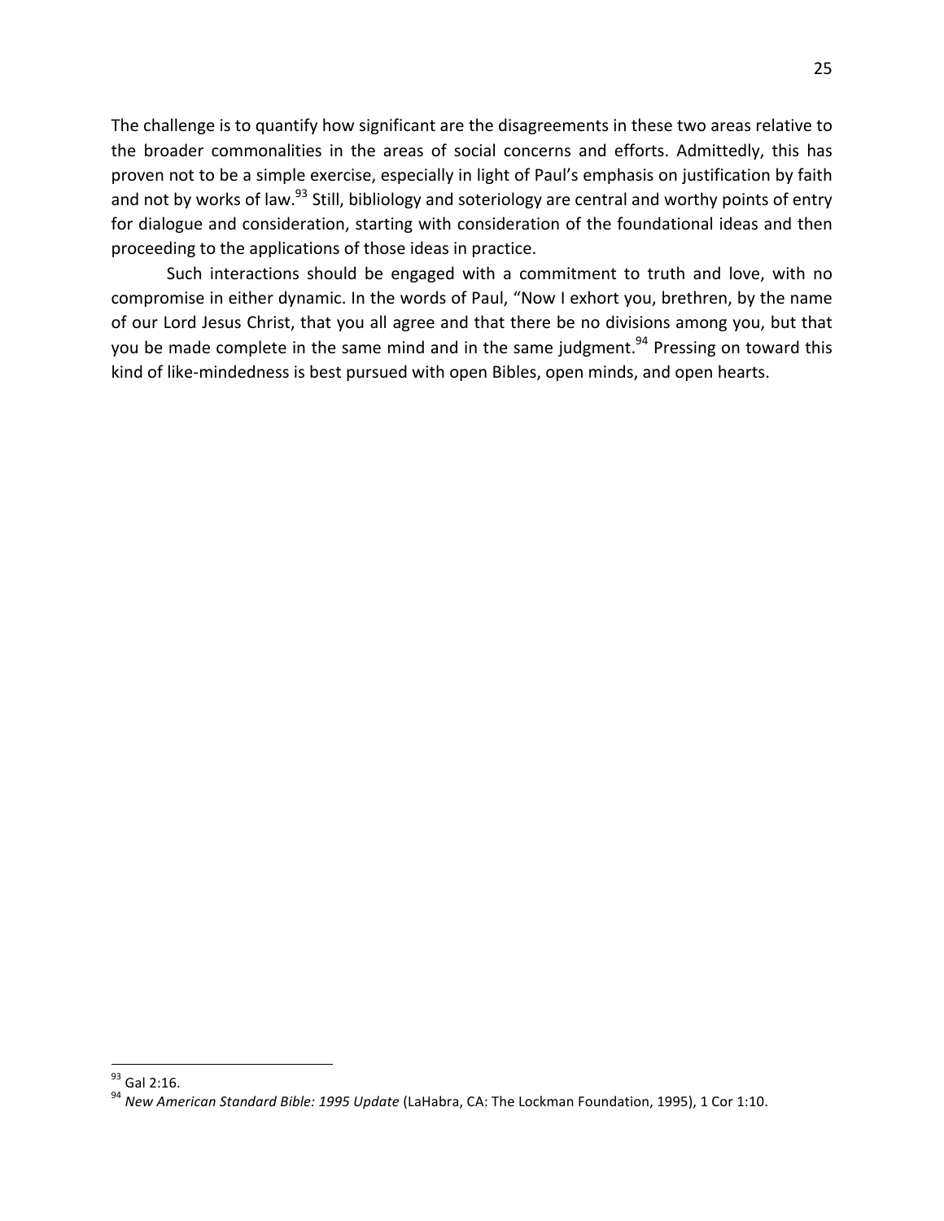The challenge is to quantify how significant are the disagreements in these two areas relative to the broader commonalities in the areas of social concerns and efforts. Admittedly, this has proven not to be a simple exercise, especially in light of Paul's emphasis on justification by faith and not by works of law.[93] Still, bibliology and soteriology are central and worthy points of entry for dialogue and consideration, starting with consideration of the foundational ideas and then proceeding to the applications of those ideas in practice.

Such interactions should be engaged with a commitment to truth and love, with no compromise in either dynamic. In the words of Paul, "Now I exhort you, brethren, by the name of our Lord Jesus Christ, that you all agree and that there be no divisions among you, but that you be made complete in the same mind and in the same judgment.[94] Pressing on toward this kind of like-mindedness is best pursued with open Bibles, open minds, and open hearts.

---

[93] Gal 2:16.

[94] *New American Standard Bible: 1995 Update* (LaHabra, CA: The Lockman Foundation, 1995), 1 Cor 1:10.